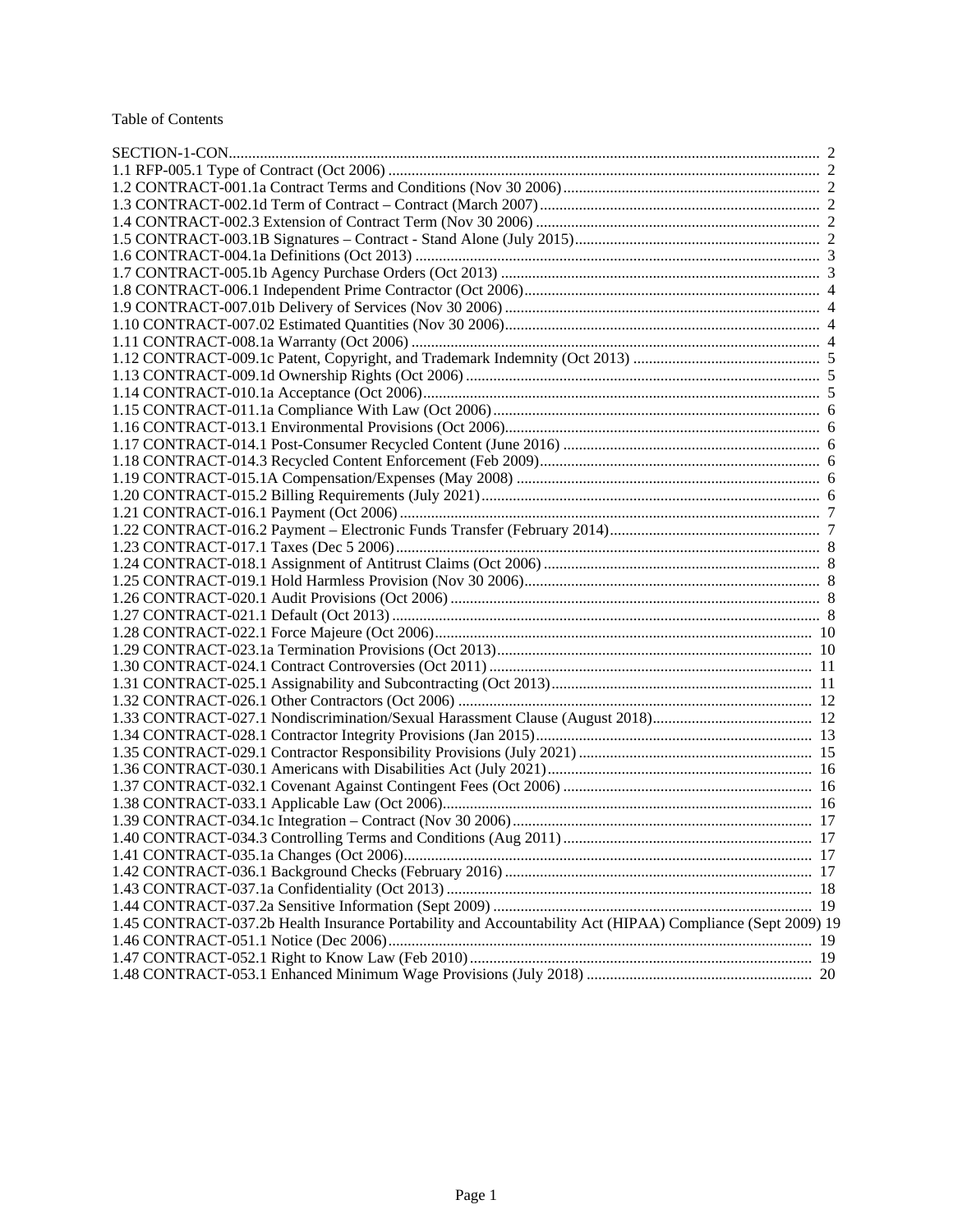Table of Contents

SECTION-1-CON ... 2
1.1 RFP-005.1 Type of Contract (Oct 2006) ... 2
1.2 CONTRACT-001.1a Contract Terms and Conditions (Nov 30 2006) ... 2
1.3 CONTRACT-002.1d Term of Contract – Contract (March 2007) ... 2
1.4 CONTRACT-002.3 Extension of Contract Term (Nov 30 2006) ... 2
1.5 CONTRACT-003.1B Signatures – Contract - Stand Alone (July 2015) ... 2
1.6 CONTRACT-004.1a Definitions (Oct 2013) ... 3
1.7 CONTRACT-005.1b Agency Purchase Orders (Oct 2013) ... 3
1.8 CONTRACT-006.1 Independent Prime Contractor (Oct 2006) ... 4
1.9 CONTRACT-007.01b Delivery of Services (Nov 30 2006) ... 4
1.10 CONTRACT-007.02 Estimated Quantities (Nov 30 2006) ... 4
1.11 CONTRACT-008.1a Warranty (Oct 2006) ... 4
1.12 CONTRACT-009.1c Patent, Copyright, and Trademark Indemnity (Oct 2013) ... 5
1.13 CONTRACT-009.1d Ownership Rights (Oct 2006) ... 5
1.14 CONTRACT-010.1a Acceptance (Oct 2006) ... 5
1.15 CONTRACT-011.1a Compliance With Law (Oct 2006) ... 6
1.16 CONTRACT-013.1 Environmental Provisions (Oct 2006) ... 6
1.17 CONTRACT-014.1 Post-Consumer Recycled Content (June 2016) ... 6
1.18 CONTRACT-014.3 Recycled Content Enforcement (Feb 2009) ... 6
1.19 CONTRACT-015.1A Compensation/Expenses (May 2008) ... 6
1.20 CONTRACT-015.2 Billing Requirements (July 2021) ... 6
1.21 CONTRACT-016.1 Payment (Oct 2006) ... 7
1.22 CONTRACT-016.2 Payment – Electronic Funds Transfer (February 2014) ... 7
1.23 CONTRACT-017.1 Taxes (Dec 5 2006) ... 8
1.24 CONTRACT-018.1 Assignment of Antitrust Claims (Oct 2006) ... 8
1.25 CONTRACT-019.1 Hold Harmless Provision (Nov 30 2006) ... 8
1.26 CONTRACT-020.1 Audit Provisions (Oct 2006) ... 8
1.27 CONTRACT-021.1 Default (Oct 2013) ... 8
1.28 CONTRACT-022.1 Force Majeure (Oct 2006) ... 10
1.29 CONTRACT-023.1a Termination Provisions (Oct 2013) ... 10
1.30 CONTRACT-024.1 Contract Controversies (Oct 2011) ... 11
1.31 CONTRACT-025.1 Assignability and Subcontracting (Oct 2013) ... 11
1.32 CONTRACT-026.1 Other Contractors (Oct 2006) ... 12
1.33 CONTRACT-027.1 Nondiscrimination/Sexual Harassment Clause (August 2018) ... 12
1.34 CONTRACT-028.1 Contractor Integrity Provisions (Jan 2015) ... 13
1.35 CONTRACT-029.1 Contractor Responsibility Provisions (July 2021) ... 15
1.36 CONTRACT-030.1 Americans with Disabilities Act (July 2021) ... 16
1.37 CONTRACT-032.1 Covenant Against Contingent Fees (Oct 2006) ... 16
1.38 CONTRACT-033.1 Applicable Law (Oct 2006) ... 16
1.39 CONTRACT-034.1c Integration – Contract (Nov 30 2006) ... 17
1.40 CONTRACT-034.3 Controlling Terms and Conditions (Aug 2011) ... 17
1.41 CONTRACT-035.1a Changes (Oct 2006) ... 17
1.42 CONTRACT-036.1 Background Checks (February 2016) ... 17
1.43 CONTRACT-037.1a Confidentiality (Oct 2013) ... 18
1.44 CONTRACT-037.2a Sensitive Information (Sept 2009) ... 19
1.45 CONTRACT-037.2b Health Insurance Portability and Accountability Act (HIPAA) Compliance (Sept 2009) 19
1.46 CONTRACT-051.1 Notice (Dec 2006) ... 19
1.47 CONTRACT-052.1 Right to Know Law (Feb 2010) ... 19
1.48 CONTRACT-053.1 Enhanced Minimum Wage Provisions (July 2018) ... 20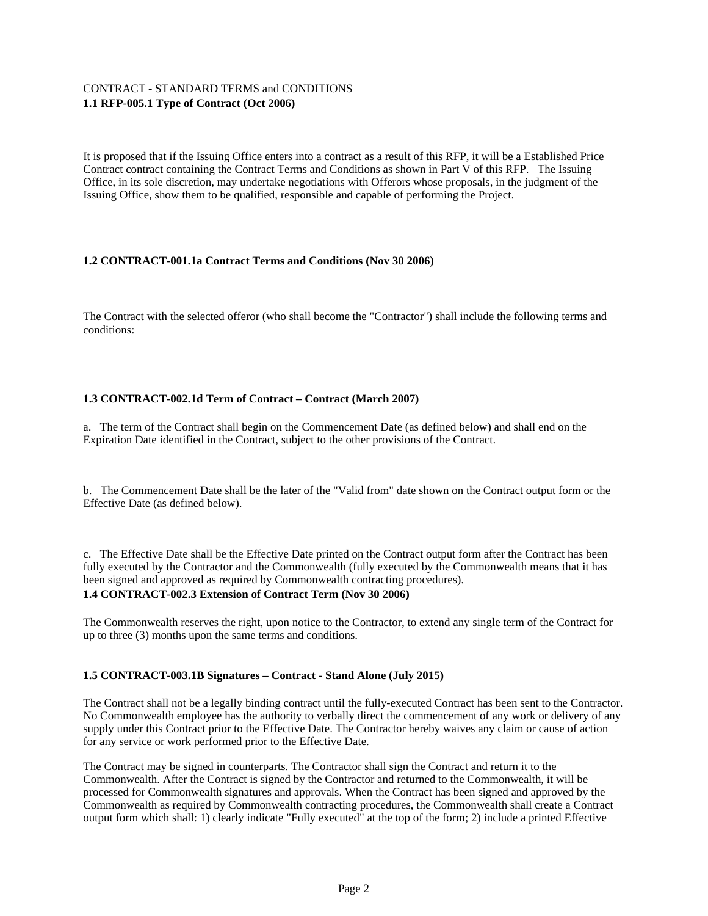CONTRACT - STANDARD TERMS and CONDITIONS

**1.1 RFP-005.1 Type of Contract (Oct 2006)**

It is proposed that if the Issuing Office enters into a contract as a result of this RFP, it will be a Established Price Contract contract containing the Contract Terms and Conditions as shown in Part V of this RFP. The Issuing Office, in its sole discretion, may undertake negotiations with Offerors whose proposals, in the judgment of the Issuing Office, show them to be qualified, responsible and capable of performing the Project.

**1.2 CONTRACT-001.1a Contract Terms and Conditions (Nov 30 2006)**

The Contract with the selected offeror (who shall become the "Contractor") shall include the following terms and conditions:

**1.3 CONTRACT-002.1d Term of Contract – Contract (March 2007)**

a. The term of the Contract shall begin on the Commencement Date (as defined below) and shall end on the Expiration Date identified in the Contract, subject to the other provisions of the Contract.

b. The Commencement Date shall be the later of the "Valid from" date shown on the Contract output form or the Effective Date (as defined below).

c. The Effective Date shall be the Effective Date printed on the Contract output form after the Contract has been fully executed by the Contractor and the Commonwealth (fully executed by the Commonwealth means that it has been signed and approved as required by Commonwealth contracting procedures).

**1.4 CONTRACT-002.3 Extension of Contract Term (Nov 30 2006)**

The Commonwealth reserves the right, upon notice to the Contractor, to extend any single term of the Contract for up to three (3) months upon the same terms and conditions.

**1.5 CONTRACT-003.1B Signatures – Contract - Stand Alone (July 2015)**

The Contract shall not be a legally binding contract until the fully-executed Contract has been sent to the Contractor. No Commonwealth employee has the authority to verbally direct the commencement of any work or delivery of any supply under this Contract prior to the Effective Date. The Contractor hereby waives any claim or cause of action for any service or work performed prior to the Effective Date.

The Contract may be signed in counterparts. The Contractor shall sign the Contract and return it to the Commonwealth. After the Contract is signed by the Contractor and returned to the Commonwealth, it will be processed for Commonwealth signatures and approvals. When the Contract has been signed and approved by the Commonwealth as required by Commonwealth contracting procedures, the Commonwealth shall create a Contract output form which shall: 1) clearly indicate "Fully executed" at the top of the form; 2) include a printed Effective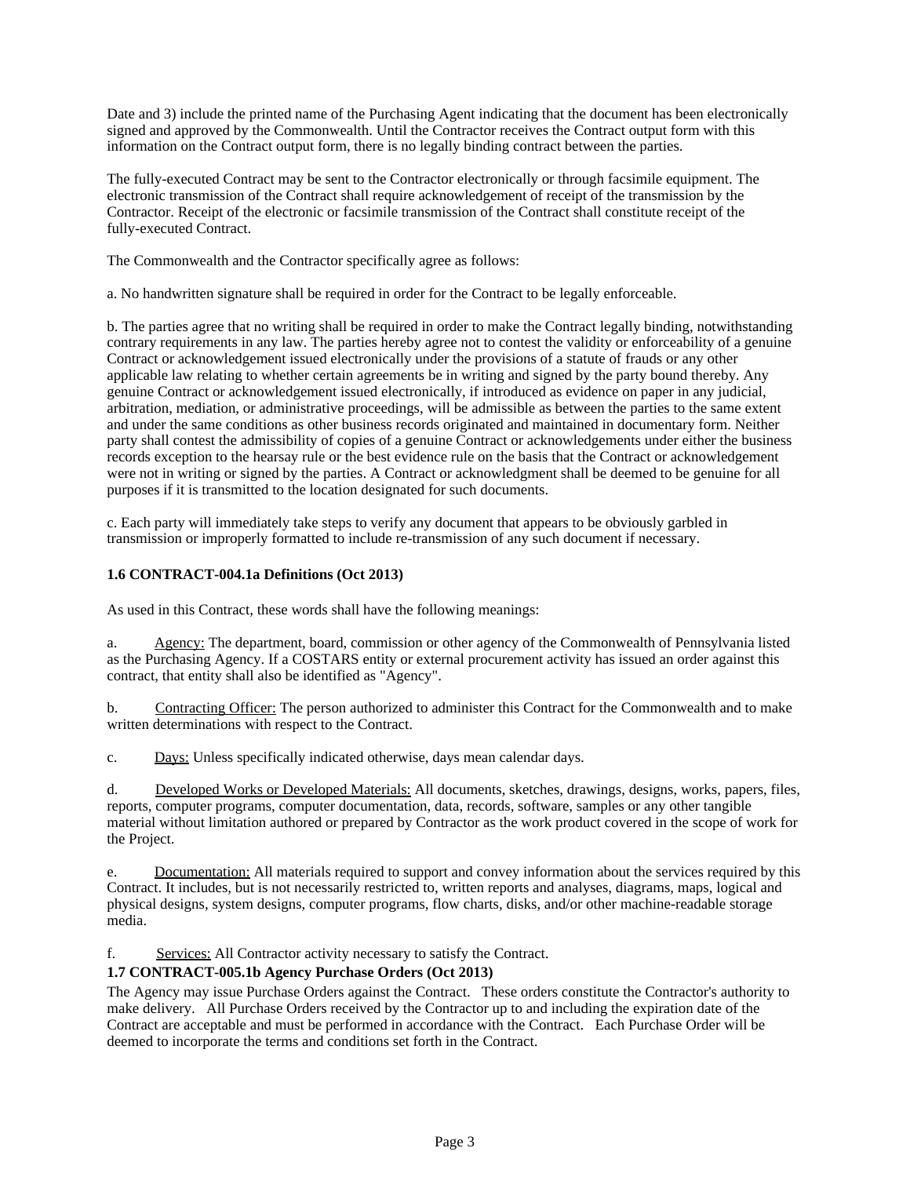Date and 3) include the printed name of the Purchasing Agent indicating that the document has been electronically signed and approved by the Commonwealth. Until the Contractor receives the Contract output form with this information on the Contract output form, there is no legally binding contract between the parties.

The fully-executed Contract may be sent to the Contractor electronically or through facsimile equipment. The electronic transmission of the Contract shall require acknowledgement of receipt of the transmission by the Contractor. Receipt of the electronic or facsimile transmission of the Contract shall constitute receipt of the fully-executed Contract.

The Commonwealth and the Contractor specifically agree as follows:

a. No handwritten signature shall be required in order for the Contract to be legally enforceable.

b. The parties agree that no writing shall be required in order to make the Contract legally binding, notwithstanding contrary requirements in any law. The parties hereby agree not to contest the validity or enforceability of a genuine Contract or acknowledgement issued electronically under the provisions of a statute of frauds or any other applicable law relating to whether certain agreements be in writing and signed by the party bound thereby. Any genuine Contract or acknowledgement issued electronically, if introduced as evidence on paper in any judicial, arbitration, mediation, or administrative proceedings, will be admissible as between the parties to the same extent and under the same conditions as other business records originated and maintained in documentary form. Neither party shall contest the admissibility of copies of a genuine Contract or acknowledgements under either the business records exception to the hearsay rule or the best evidence rule on the basis that the Contract or acknowledgement were not in writing or signed by the parties. A Contract or acknowledgment shall be deemed to be genuine for all purposes if it is transmitted to the location designated for such documents.

c. Each party will immediately take steps to verify any document that appears to be obviously garbled in transmission or improperly formatted to include re-transmission of any such document if necessary.

**1.6 CONTRACT-004.1a Definitions (Oct 2013)**

As used in this Contract, these words shall have the following meanings:

a. Agency: The department, board, commission or other agency of the Commonwealth of Pennsylvania listed as the Purchasing Agency. If a COSTARS entity or external procurement activity has issued an order against this contract, that entity shall also be identified as "Agency".

b. Contracting Officer: The person authorized to administer this Contract for the Commonwealth and to make written determinations with respect to the Contract.

c. Days: Unless specifically indicated otherwise, days mean calendar days.

d. Developed Works or Developed Materials: All documents, sketches, drawings, designs, works, papers, files, reports, computer programs, computer documentation, data, records, software, samples or any other tangible material without limitation authored or prepared by Contractor as the work product covered in the scope of work for the Project.

e. Documentation: All materials required to support and convey information about the services required by this Contract. It includes, but is not necessarily restricted to, written reports and analyses, diagrams, maps, logical and physical designs, system designs, computer programs, flow charts, disks, and/or other machine-readable storage media.

f. Services: All Contractor activity necessary to satisfy the Contract.

**1.7 CONTRACT-005.1b Agency Purchase Orders (Oct 2013)**

The Agency may issue Purchase Orders against the Contract. These orders constitute the Contractor's authority to make delivery. All Purchase Orders received by the Contractor up to and including the expiration date of the Contract are acceptable and must be performed in accordance with the Contract. Each Purchase Order will be deemed to incorporate the terms and conditions set forth in the Contract.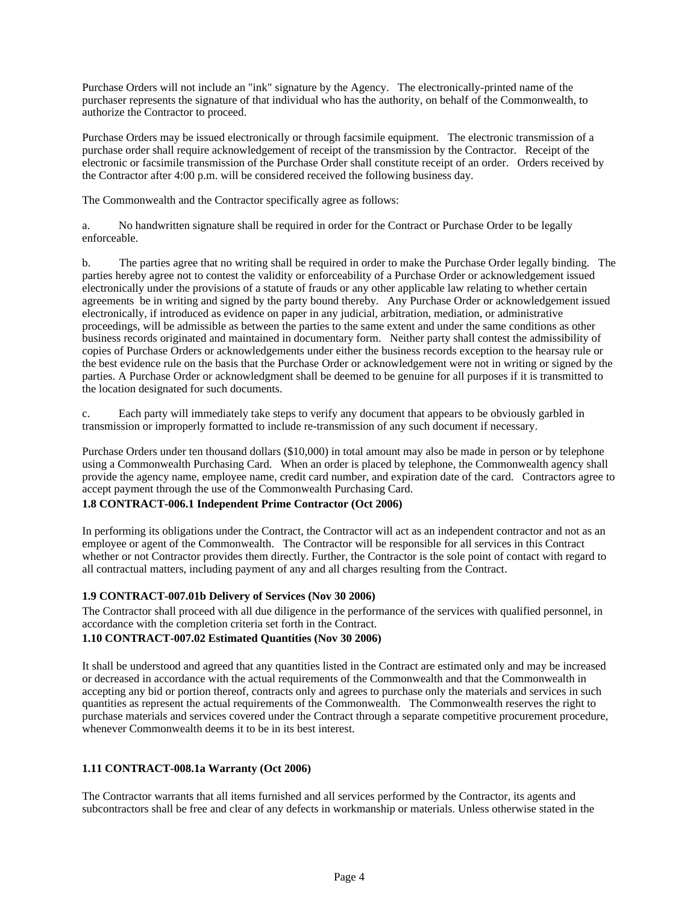Purchase Orders will not include an "ink" signature by the Agency. The electronically-printed name of the purchaser represents the signature of that individual who has the authority, on behalf of the Commonwealth, to authorize the Contractor to proceed.

Purchase Orders may be issued electronically or through facsimile equipment. The electronic transmission of a purchase order shall require acknowledgement of receipt of the transmission by the Contractor. Receipt of the electronic or facsimile transmission of the Purchase Order shall constitute receipt of an order. Orders received by the Contractor after 4:00 p.m. will be considered received the following business day.

The Commonwealth and the Contractor specifically agree as follows:

a. No handwritten signature shall be required in order for the Contract or Purchase Order to be legally enforceable.

b. The parties agree that no writing shall be required in order to make the Purchase Order legally binding. The parties hereby agree not to contest the validity or enforceability of a Purchase Order or acknowledgement issued electronically under the provisions of a statute of frauds or any other applicable law relating to whether certain agreements be in writing and signed by the party bound thereby. Any Purchase Order or acknowledgement issued electronically, if introduced as evidence on paper in any judicial, arbitration, mediation, or administrative proceedings, will be admissible as between the parties to the same extent and under the same conditions as other business records originated and maintained in documentary form. Neither party shall contest the admissibility of copies of Purchase Orders or acknowledgements under either the business records exception to the hearsay rule or the best evidence rule on the basis that the Purchase Order or acknowledgement were not in writing or signed by the parties. A Purchase Order or acknowledgment shall be deemed to be genuine for all purposes if it is transmitted to the location designated for such documents.

c. Each party will immediately take steps to verify any document that appears to be obviously garbled in transmission or improperly formatted to include re-transmission of any such document if necessary.

Purchase Orders under ten thousand dollars ($10,000) in total amount may also be made in person or by telephone using a Commonwealth Purchasing Card. When an order is placed by telephone, the Commonwealth agency shall provide the agency name, employee name, credit card number, and expiration date of the card. Contractors agree to accept payment through the use of the Commonwealth Purchasing Card.

**1.8 CONTRACT-006.1 Independent Prime Contractor (Oct 2006)**

In performing its obligations under the Contract, the Contractor will act as an independent contractor and not as an employee or agent of the Commonwealth. The Contractor will be responsible for all services in this Contract whether or not Contractor provides them directly. Further, the Contractor is the sole point of contact with regard to all contractual matters, including payment of any and all charges resulting from the Contract.

**1.9 CONTRACT-007.01b Delivery of Services (Nov 30 2006)**

The Contractor shall proceed with all due diligence in the performance of the services with qualified personnel, in accordance with the completion criteria set forth in the Contract.

**1.10 CONTRACT-007.02 Estimated Quantities (Nov 30 2006)**

It shall be understood and agreed that any quantities listed in the Contract are estimated only and may be increased or decreased in accordance with the actual requirements of the Commonwealth and that the Commonwealth in accepting any bid or portion thereof, contracts only and agrees to purchase only the materials and services in such quantities as represent the actual requirements of the Commonwealth. The Commonwealth reserves the right to purchase materials and services covered under the Contract through a separate competitive procurement procedure, whenever Commonwealth deems it to be in its best interest.

**1.11 CONTRACT-008.1a Warranty (Oct 2006)**

The Contractor warrants that all items furnished and all services performed by the Contractor, its agents and subcontractors shall be free and clear of any defects in workmanship or materials. Unless otherwise stated in the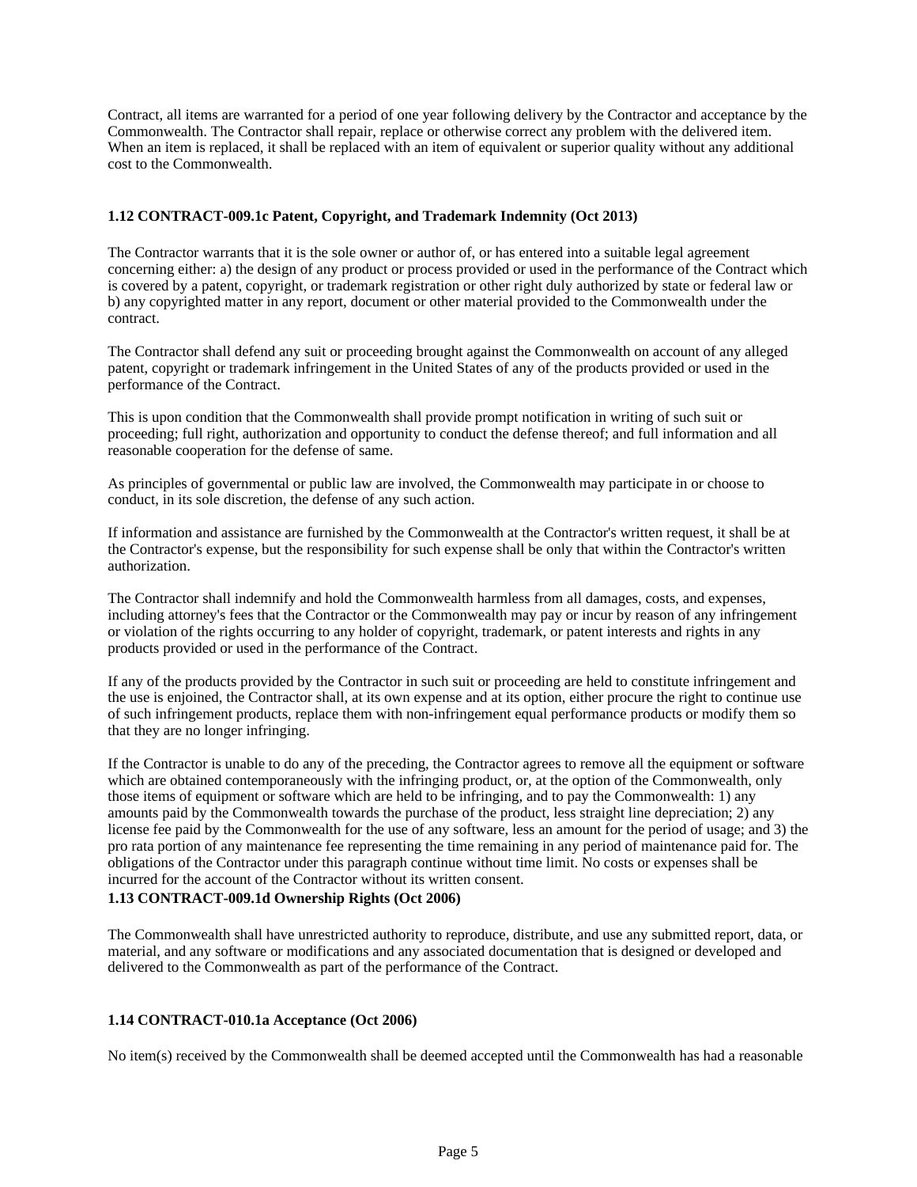Contract, all items are warranted for a period of one year following delivery by the Contractor and acceptance by the Commonwealth. The Contractor shall repair, replace or otherwise correct any problem with the delivered item. When an item is replaced, it shall be replaced with an item of equivalent or superior quality without any additional cost to the Commonwealth.

### 1.12 CONTRACT-009.1c Patent, Copyright, and Trademark Indemnity (Oct 2013)

The Contractor warrants that it is the sole owner or author of, or has entered into a suitable legal agreement concerning either: a) the design of any product or process provided or used in the performance of the Contract which is covered by a patent, copyright, or trademark registration or other right duly authorized by state or federal law or b) any copyrighted matter in any report, document or other material provided to the Commonwealth under the contract.

The Contractor shall defend any suit or proceeding brought against the Commonwealth on account of any alleged patent, copyright or trademark infringement in the United States of any of the products provided or used in the performance of the Contract.

This is upon condition that the Commonwealth shall provide prompt notification in writing of such suit or proceeding; full right, authorization and opportunity to conduct the defense thereof; and full information and all reasonable cooperation for the defense of same.

As principles of governmental or public law are involved, the Commonwealth may participate in or choose to conduct, in its sole discretion, the defense of any such action.

If information and assistance are furnished by the Commonwealth at the Contractor's written request, it shall be at the Contractor's expense, but the responsibility for such expense shall be only that within the Contractor's written authorization.

The Contractor shall indemnify and hold the Commonwealth harmless from all damages, costs, and expenses, including attorney's fees that the Contractor or the Commonwealth may pay or incur by reason of any infringement or violation of the rights occurring to any holder of copyright, trademark, or patent interests and rights in any products provided or used in the performance of the Contract.

If any of the products provided by the Contractor in such suit or proceeding are held to constitute infringement and the use is enjoined, the Contractor shall, at its own expense and at its option, either procure the right to continue use of such infringement products, replace them with non-infringement equal performance products or modify them so that they are no longer infringing.

If the Contractor is unable to do any of the preceding, the Contractor agrees to remove all the equipment or software which are obtained contemporaneously with the infringing product, or, at the option of the Commonwealth, only those items of equipment or software which are held to be infringing, and to pay the Commonwealth: 1) any amounts paid by the Commonwealth towards the purchase of the product, less straight line depreciation; 2) any license fee paid by the Commonwealth for the use of any software, less an amount for the period of usage; and 3) the pro rata portion of any maintenance fee representing the time remaining in any period of maintenance paid for. The obligations of the Contractor under this paragraph continue without time limit. No costs or expenses shall be incurred for the account of the Contractor without its written consent.

### 1.13 CONTRACT-009.1d Ownership Rights (Oct 2006)

The Commonwealth shall have unrestricted authority to reproduce, distribute, and use any submitted report, data, or material, and any software or modifications and any associated documentation that is designed or developed and delivered to the Commonwealth as part of the performance of the Contract.

### 1.14 CONTRACT-010.1a Acceptance (Oct 2006)

No item(s) received by the Commonwealth shall be deemed accepted until the Commonwealth has had a reasonable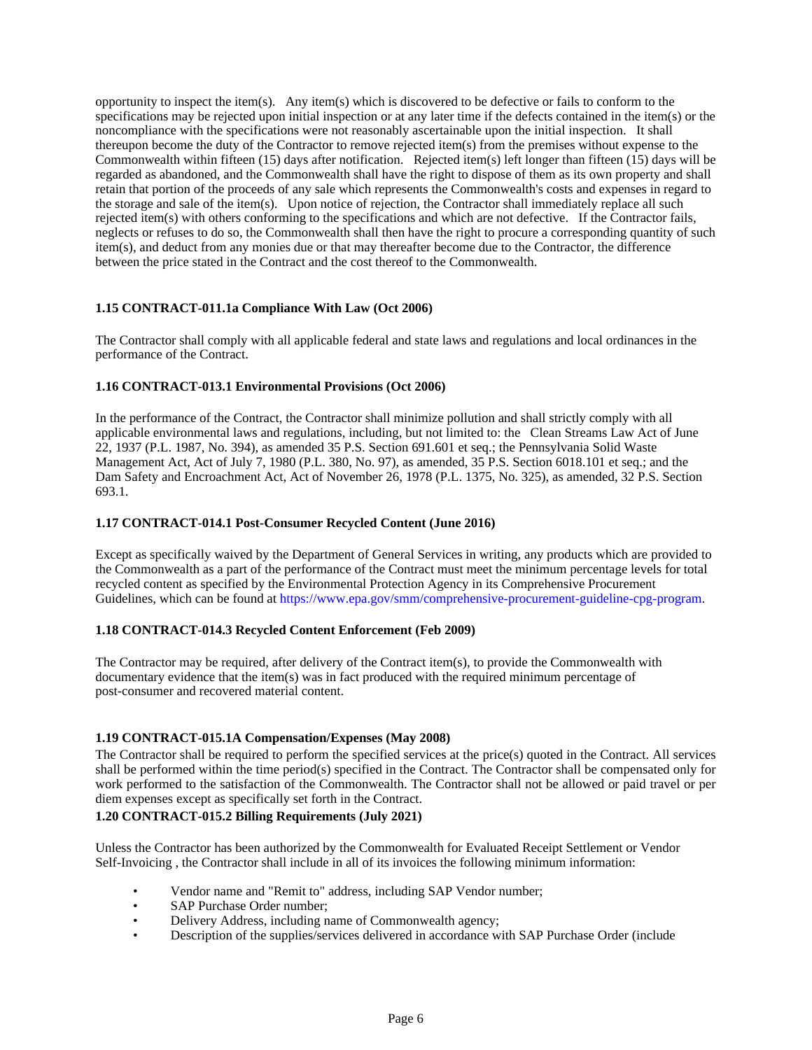opportunity to inspect the item(s). Any item(s) which is discovered to be defective or fails to conform to the specifications may be rejected upon initial inspection or at any later time if the defects contained in the item(s) or the noncompliance with the specifications were not reasonably ascertainable upon the initial inspection. It shall thereupon become the duty of the Contractor to remove rejected item(s) from the premises without expense to the Commonwealth within fifteen (15) days after notification. Rejected item(s) left longer than fifteen (15) days will be regarded as abandoned, and the Commonwealth shall have the right to dispose of them as its own property and shall retain that portion of the proceeds of any sale which represents the Commonwealth's costs and expenses in regard to the storage and sale of the item(s). Upon notice of rejection, the Contractor shall immediately replace all such rejected item(s) with others conforming to the specifications and which are not defective. If the Contractor fails, neglects or refuses to do so, the Commonwealth shall then have the right to procure a corresponding quantity of such item(s), and deduct from any monies due or that may thereafter become due to the Contractor, the difference between the price stated in the Contract and the cost thereof to the Commonwealth.

**1.15 CONTRACT-011.1a Compliance With Law (Oct 2006)**

The Contractor shall comply with all applicable federal and state laws and regulations and local ordinances in the performance of the Contract.

**1.16 CONTRACT-013.1 Environmental Provisions (Oct 2006)**

In the performance of the Contract, the Contractor shall minimize pollution and shall strictly comply with all applicable environmental laws and regulations, including, but not limited to: the Clean Streams Law Act of June 22, 1937 (P.L. 1987, No. 394), as amended 35 P.S. Section 691.601 et seq.; the Pennsylvania Solid Waste Management Act, Act of July 7, 1980 (P.L. 380, No. 97), as amended, 35 P.S. Section 6018.101 et seq.; and the Dam Safety and Encroachment Act, Act of November 26, 1978 (P.L. 1375, No. 325), as amended, 32 P.S. Section 693.1.

**1.17 CONTRACT-014.1 Post-Consumer Recycled Content (June 2016)**

Except as specifically waived by the Department of General Services in writing, any products which are provided to the Commonwealth as a part of the performance of the Contract must meet the minimum percentage levels for total recycled content as specified by the Environmental Protection Agency in its Comprehensive Procurement Guidelines, which can be found at https://www.epa.gov/smm/comprehensive-procurement-guideline-cpg-program.

**1.18 CONTRACT-014.3 Recycled Content Enforcement (Feb 2009)**

The Contractor may be required, after delivery of the Contract item(s), to provide the Commonwealth with documentary evidence that the item(s) was in fact produced with the required minimum percentage of post-consumer and recovered material content.

**1.19 CONTRACT-015.1A Compensation/Expenses (May 2008)**

The Contractor shall be required to perform the specified services at the price(s) quoted in the Contract. All services shall be performed within the time period(s) specified in the Contract. The Contractor shall be compensated only for work performed to the satisfaction of the Commonwealth. The Contractor shall not be allowed or paid travel or per diem expenses except as specifically set forth in the Contract.

**1.20 CONTRACT-015.2 Billing Requirements (July 2021)**

Unless the Contractor has been authorized by the Commonwealth for Evaluated Receipt Settlement or Vendor Self-Invoicing , the Contractor shall include in all of its invoices the following minimum information:

- Vendor name and "Remit to" address, including SAP Vendor number;
- SAP Purchase Order number;
- Delivery Address, including name of Commonwealth agency;
- Description of the supplies/services delivered in accordance with SAP Purchase Order (include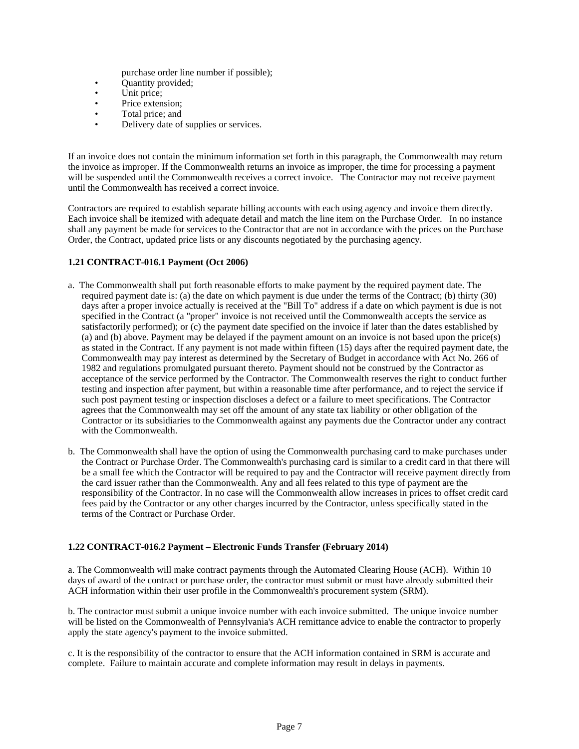purchase order line number if possible);

- Quantity provided;
- Unit price;
- Price extension;
- Total price; and
- Delivery date of supplies or services.

If an invoice does not contain the minimum information set forth in this paragraph, the Commonwealth may return the invoice as improper. If the Commonwealth returns an invoice as improper, the time for processing a payment will be suspended until the Commonwealth receives a correct invoice. The Contractor may not receive payment until the Commonwealth has received a correct invoice.

Contractors are required to establish separate billing accounts with each using agency and invoice them directly. Each invoice shall be itemized with adequate detail and match the line item on the Purchase Order. In no instance shall any payment be made for services to the Contractor that are not in accordance with the prices on the Purchase Order, the Contract, updated price lists or any discounts negotiated by the purchasing agency.

**1.21 CONTRACT-016.1 Payment (Oct 2006)**

a. The Commonwealth shall put forth reasonable efforts to make payment by the required payment date. The required payment date is: (a) the date on which payment is due under the terms of the Contract; (b) thirty (30) days after a proper invoice actually is received at the "Bill To" address if a date on which payment is due is not specified in the Contract (a "proper" invoice is not received until the Commonwealth accepts the service as satisfactorily performed); or (c) the payment date specified on the invoice if later than the dates established by (a) and (b) above. Payment may be delayed if the payment amount on an invoice is not based upon the price(s) as stated in the Contract. If any payment is not made within fifteen (15) days after the required payment date, the Commonwealth may pay interest as determined by the Secretary of Budget in accordance with Act No. 266 of 1982 and regulations promulgated pursuant thereto. Payment should not be construed by the Contractor as acceptance of the service performed by the Contractor. The Commonwealth reserves the right to conduct further testing and inspection after payment, but within a reasonable time after performance, and to reject the service if such post payment testing or inspection discloses a defect or a failure to meet specifications. The Contractor agrees that the Commonwealth may set off the amount of any state tax liability or other obligation of the Contractor or its subsidiaries to the Commonwealth against any payments due the Contractor under any contract with the Commonwealth.

b. The Commonwealth shall have the option of using the Commonwealth purchasing card to make purchases under the Contract or Purchase Order. The Commonwealth's purchasing card is similar to a credit card in that there will be a small fee which the Contractor will be required to pay and the Contractor will receive payment directly from the card issuer rather than the Commonwealth. Any and all fees related to this type of payment are the responsibility of the Contractor. In no case will the Commonwealth allow increases in prices to offset credit card fees paid by the Contractor or any other charges incurred by the Contractor, unless specifically stated in the terms of the Contract or Purchase Order.

**1.22 CONTRACT-016.2 Payment – Electronic Funds Transfer (February 2014)**

a. The Commonwealth will make contract payments through the Automated Clearing House (ACH). Within 10 days of award of the contract or purchase order, the contractor must submit or must have already submitted their ACH information within their user profile in the Commonwealth's procurement system (SRM).

b. The contractor must submit a unique invoice number with each invoice submitted. The unique invoice number will be listed on the Commonwealth of Pennsylvania's ACH remittance advice to enable the contractor to properly apply the state agency's payment to the invoice submitted.

c. It is the responsibility of the contractor to ensure that the ACH information contained in SRM is accurate and complete. Failure to maintain accurate and complete information may result in delays in payments.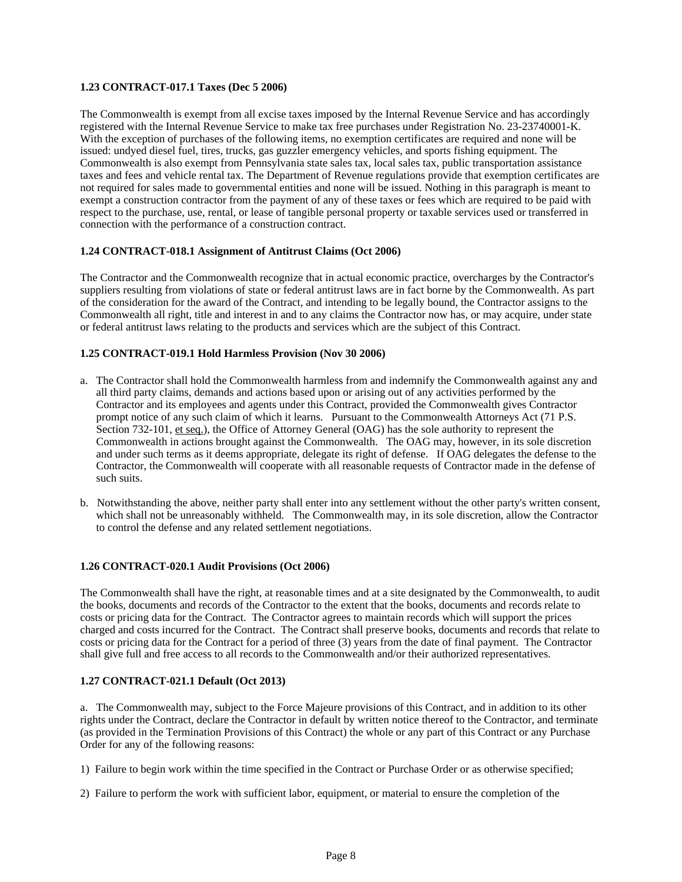**1.23 CONTRACT-017.1 Taxes (Dec 5 2006)**

The Commonwealth is exempt from all excise taxes imposed by the Internal Revenue Service and has accordingly registered with the Internal Revenue Service to make tax free purchases under Registration No. 23-23740001-K. With the exception of purchases of the following items, no exemption certificates are required and none will be issued: undyed diesel fuel, tires, trucks, gas guzzler emergency vehicles, and sports fishing equipment. The Commonwealth is also exempt from Pennsylvania state sales tax, local sales tax, public transportation assistance taxes and fees and vehicle rental tax. The Department of Revenue regulations provide that exemption certificates are not required for sales made to governmental entities and none will be issued. Nothing in this paragraph is meant to exempt a construction contractor from the payment of any of these taxes or fees which are required to be paid with respect to the purchase, use, rental, or lease of tangible personal property or taxable services used or transferred in connection with the performance of a construction contract.

**1.24 CONTRACT-018.1 Assignment of Antitrust Claims (Oct 2006)**

The Contractor and the Commonwealth recognize that in actual economic practice, overcharges by the Contractor's suppliers resulting from violations of state or federal antitrust laws are in fact borne by the Commonwealth. As part of the consideration for the award of the Contract, and intending to be legally bound, the Contractor assigns to the Commonwealth all right, title and interest in and to any claims the Contractor now has, or may acquire, under state or federal antitrust laws relating to the products and services which are the subject of this Contract.

**1.25 CONTRACT-019.1 Hold Harmless Provision (Nov 30 2006)**

a. The Contractor shall hold the Commonwealth harmless from and indemnify the Commonwealth against any and all third party claims, demands and actions based upon or arising out of any activities performed by the Contractor and its employees and agents under this Contract, provided the Commonwealth gives Contractor prompt notice of any such claim of which it learns. Pursuant to the Commonwealth Attorneys Act (71 P.S. Section 732-101, et seq.), the Office of Attorney General (OAG) has the sole authority to represent the Commonwealth in actions brought against the Commonwealth. The OAG may, however, in its sole discretion and under such terms as it deems appropriate, delegate its right of defense. If OAG delegates the defense to the Contractor, the Commonwealth will cooperate with all reasonable requests of Contractor made in the defense of such suits.

b. Notwithstanding the above, neither party shall enter into any settlement without the other party's written consent, which shall not be unreasonably withheld. The Commonwealth may, in its sole discretion, allow the Contractor to control the defense and any related settlement negotiations.

**1.26 CONTRACT-020.1 Audit Provisions (Oct 2006)**

The Commonwealth shall have the right, at reasonable times and at a site designated by the Commonwealth, to audit the books, documents and records of the Contractor to the extent that the books, documents and records relate to costs or pricing data for the Contract. The Contractor agrees to maintain records which will support the prices charged and costs incurred for the Contract. The Contract shall preserve books, documents and records that relate to costs or pricing data for the Contract for a period of three (3) years from the date of final payment. The Contractor shall give full and free access to all records to the Commonwealth and/or their authorized representatives.

**1.27 CONTRACT-021.1 Default (Oct 2013)**

a. The Commonwealth may, subject to the Force Majeure provisions of this Contract, and in addition to its other rights under the Contract, declare the Contractor in default by written notice thereof to the Contractor, and terminate (as provided in the Termination Provisions of this Contract) the whole or any part of this Contract or any Purchase Order for any of the following reasons:

1) Failure to begin work within the time specified in the Contract or Purchase Order or as otherwise specified;

2) Failure to perform the work with sufficient labor, equipment, or material to ensure the completion of the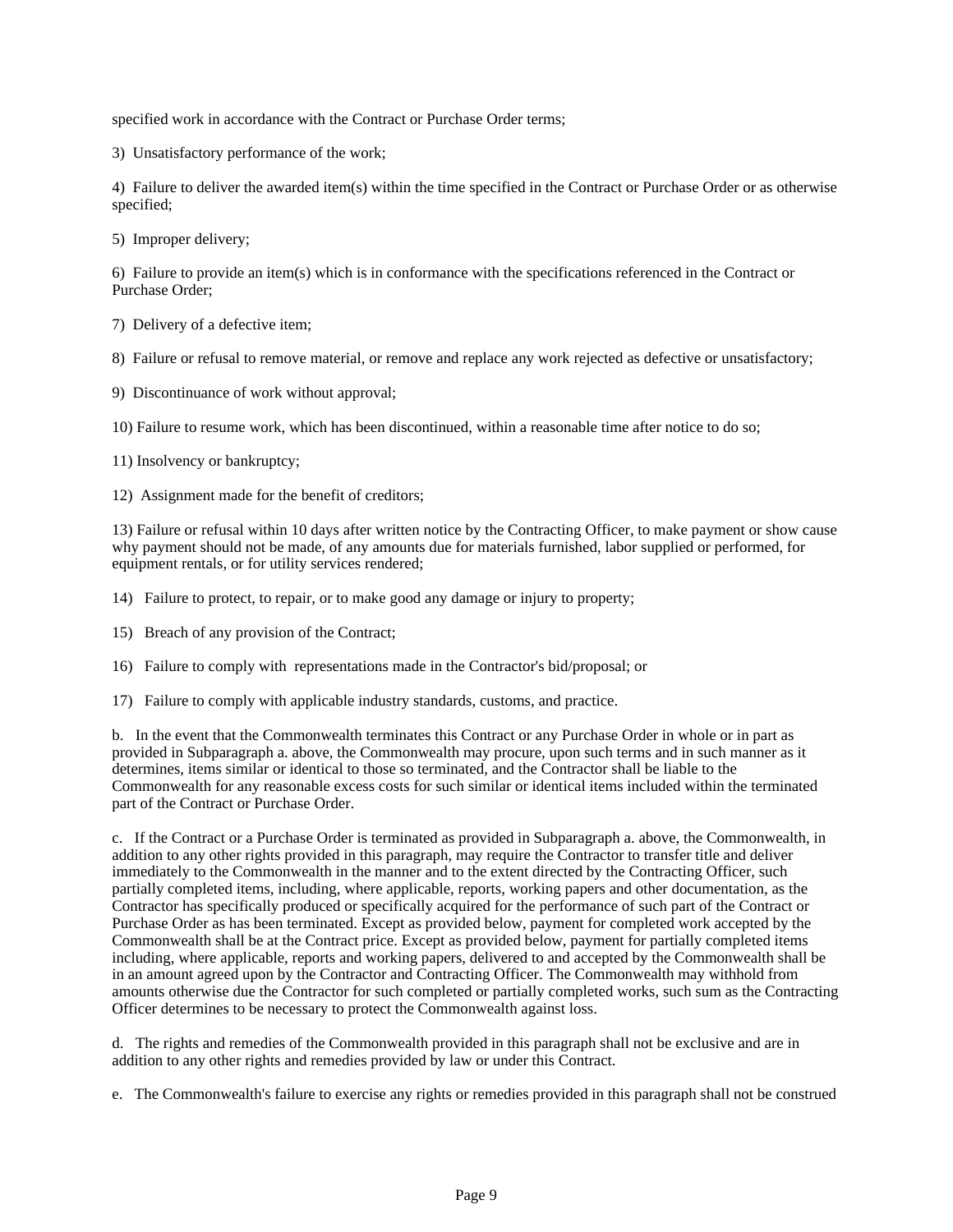specified work in accordance with the Contract or Purchase Order terms;

3) Unsatisfactory performance of the work;

4) Failure to deliver the awarded item(s) within the time specified in the Contract or Purchase Order or as otherwise specified;

5) Improper delivery;

6) Failure to provide an item(s) which is in conformance with the specifications referenced in the Contract or Purchase Order;

7) Delivery of a defective item;

8) Failure or refusal to remove material, or remove and replace any work rejected as defective or unsatisfactory;

9) Discontinuance of work without approval;

10) Failure to resume work, which has been discontinued, within a reasonable time after notice to do so;

11) Insolvency or bankruptcy;

12) Assignment made for the benefit of creditors;

13) Failure or refusal within 10 days after written notice by the Contracting Officer, to make payment or show cause why payment should not be made, of any amounts due for materials furnished, labor supplied or performed, for equipment rentals, or for utility services rendered;

14) Failure to protect, to repair, or to make good any damage or injury to property;

15) Breach of any provision of the Contract;

16) Failure to comply with representations made in the Contractor's bid/proposal; or

17) Failure to comply with applicable industry standards, customs, and practice.

b. In the event that the Commonwealth terminates this Contract or any Purchase Order in whole or in part as provided in Subparagraph a. above, the Commonwealth may procure, upon such terms and in such manner as it determines, items similar or identical to those so terminated, and the Contractor shall be liable to the Commonwealth for any reasonable excess costs for such similar or identical items included within the terminated part of the Contract or Purchase Order.

c. If the Contract or a Purchase Order is terminated as provided in Subparagraph a. above, the Commonwealth, in addition to any other rights provided in this paragraph, may require the Contractor to transfer title and deliver immediately to the Commonwealth in the manner and to the extent directed by the Contracting Officer, such partially completed items, including, where applicable, reports, working papers and other documentation, as the Contractor has specifically produced or specifically acquired for the performance of such part of the Contract or Purchase Order as has been terminated. Except as provided below, payment for completed work accepted by the Commonwealth shall be at the Contract price. Except as provided below, payment for partially completed items including, where applicable, reports and working papers, delivered to and accepted by the Commonwealth shall be in an amount agreed upon by the Contractor and Contracting Officer. The Commonwealth may withhold from amounts otherwise due the Contractor for such completed or partially completed works, such sum as the Contracting Officer determines to be necessary to protect the Commonwealth against loss.

d. The rights and remedies of the Commonwealth provided in this paragraph shall not be exclusive and are in addition to any other rights and remedies provided by law or under this Contract.

e. The Commonwealth's failure to exercise any rights or remedies provided in this paragraph shall not be construed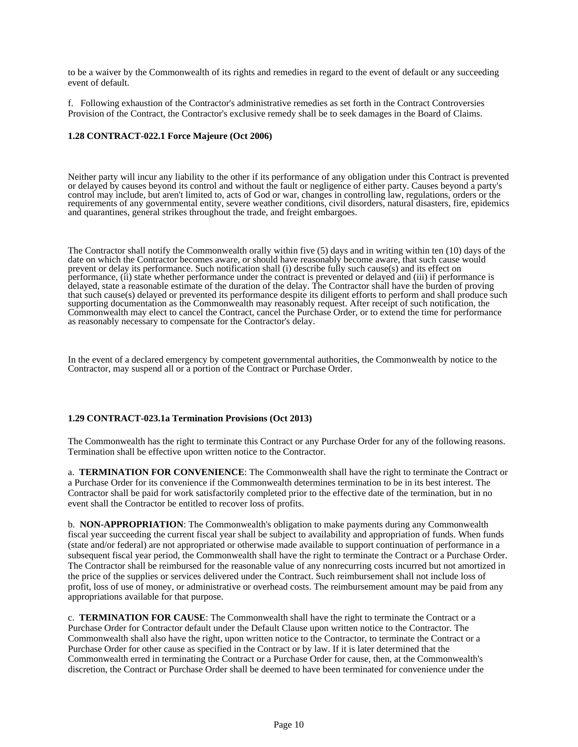to be a waiver by the Commonwealth of its rights and remedies in regard to the event of default or any succeeding event of default.

f. Following exhaustion of the Contractor's administrative remedies as set forth in the Contract Controversies Provision of the Contract, the Contractor's exclusive remedy shall be to seek damages in the Board of Claims.

**1.28 CONTRACT-022.1 Force Majeure (Oct 2006)**

Neither party will incur any liability to the other if its performance of any obligation under this Contract is prevented or delayed by causes beyond its control and without the fault or negligence of either party. Causes beyond a party's control may include, but aren't limited to, acts of God or war, changes in controlling law, regulations, orders or the requirements of any governmental entity, severe weather conditions, civil disorders, natural disasters, fire, epidemics and quarantines, general strikes throughout the trade, and freight embargoes.

The Contractor shall notify the Commonwealth orally within five (5) days and in writing within ten (10) days of the date on which the Contractor becomes aware, or should have reasonably become aware, that such cause would prevent or delay its performance. Such notification shall (i) describe fully such cause(s) and its effect on performance, (ii) state whether performance under the contract is prevented or delayed and (iii) if performance is delayed, state a reasonable estimate of the duration of the delay. The Contractor shall have the burden of proving that such cause(s) delayed or prevented its performance despite its diligent efforts to perform and shall produce such supporting documentation as the Commonwealth may reasonably request. After receipt of such notification, the Commonwealth may elect to cancel the Contract, cancel the Purchase Order, or to extend the time for performance as reasonably necessary to compensate for the Contractor's delay.

In the event of a declared emergency by competent governmental authorities, the Commonwealth by notice to the Contractor, may suspend all or a portion of the Contract or Purchase Order.

**1.29 CONTRACT-023.1a Termination Provisions (Oct 2013)**

The Commonwealth has the right to terminate this Contract or any Purchase Order for any of the following reasons. Termination shall be effective upon written notice to the Contractor.

a. **TERMINATION FOR CONVENIENCE**: The Commonwealth shall have the right to terminate the Contract or a Purchase Order for its convenience if the Commonwealth determines termination to be in its best interest. The Contractor shall be paid for work satisfactorily completed prior to the effective date of the termination, but in no event shall the Contractor be entitled to recover loss of profits.

b. **NON-APPROPRIATION**: The Commonwealth's obligation to make payments during any Commonwealth fiscal year succeeding the current fiscal year shall be subject to availability and appropriation of funds. When funds (state and/or federal) are not appropriated or otherwise made available to support continuation of performance in a subsequent fiscal year period, the Commonwealth shall have the right to terminate the Contract or a Purchase Order. The Contractor shall be reimbursed for the reasonable value of any nonrecurring costs incurred but not amortized in the price of the supplies or services delivered under the Contract. Such reimbursement shall not include loss of profit, loss of use of money, or administrative or overhead costs. The reimbursement amount may be paid from any appropriations available for that purpose.

c. **TERMINATION FOR CAUSE**: The Commonwealth shall have the right to terminate the Contract or a Purchase Order for Contractor default under the Default Clause upon written notice to the Contractor. The Commonwealth shall also have the right, upon written notice to the Contractor, to terminate the Contract or a Purchase Order for other cause as specified in the Contract or by law. If it is later determined that the Commonwealth erred in terminating the Contract or a Purchase Order for cause, then, at the Commonwealth's discretion, the Contract or Purchase Order shall be deemed to have been terminated for convenience under the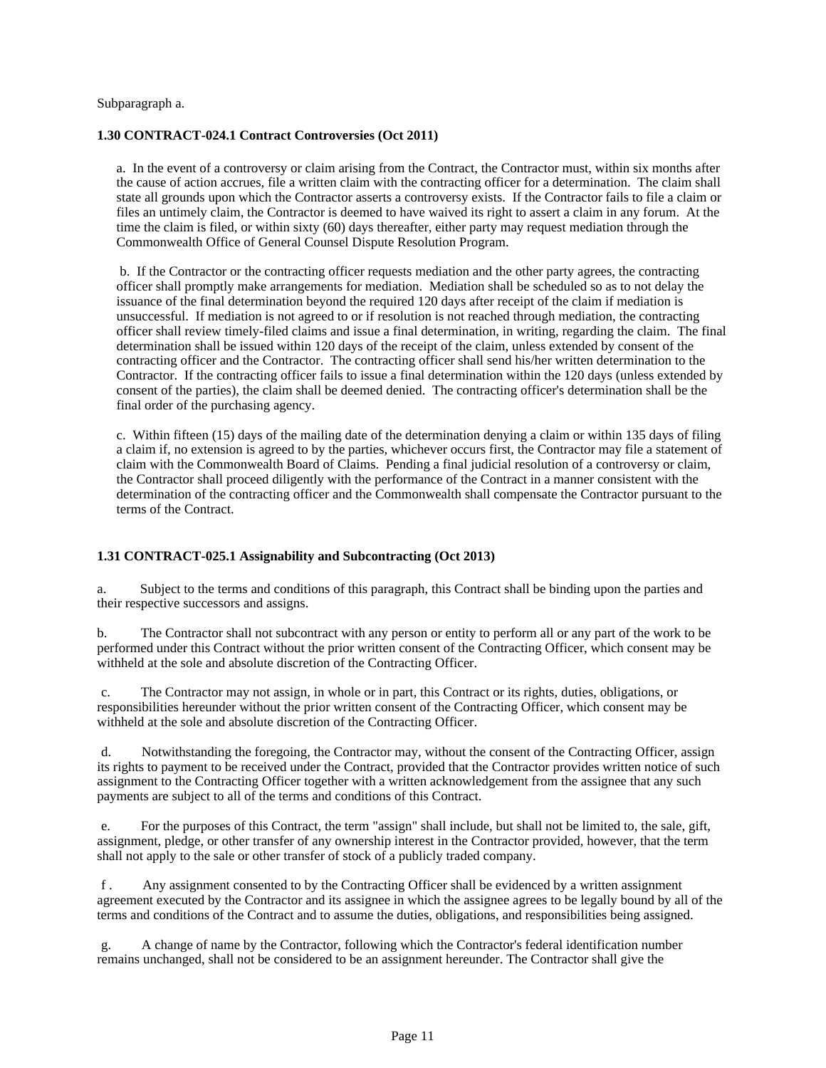Subparagraph a.

**1.30 CONTRACT-024.1 Contract Controversies (Oct 2011)**

a. In the event of a controversy or claim arising from the Contract, the Contractor must, within six months after the cause of action accrues, file a written claim with the contracting officer for a determination. The claim shall state all grounds upon which the Contractor asserts a controversy exists. If the Contractor fails to file a claim or files an untimely claim, the Contractor is deemed to have waived its right to assert a claim in any forum. At the time the claim is filed, or within sixty (60) days thereafter, either party may request mediation through the Commonwealth Office of General Counsel Dispute Resolution Program.

b. If the Contractor or the contracting officer requests mediation and the other party agrees, the contracting officer shall promptly make arrangements for mediation. Mediation shall be scheduled so as to not delay the issuance of the final determination beyond the required 120 days after receipt of the claim if mediation is unsuccessful. If mediation is not agreed to or if resolution is not reached through mediation, the contracting officer shall review timely-filed claims and issue a final determination, in writing, regarding the claim. The final determination shall be issued within 120 days of the receipt of the claim, unless extended by consent of the contracting officer and the Contractor. The contracting officer shall send his/her written determination to the Contractor. If the contracting officer fails to issue a final determination within the 120 days (unless extended by consent of the parties), the claim shall be deemed denied. The contracting officer's determination shall be the final order of the purchasing agency.

c. Within fifteen (15) days of the mailing date of the determination denying a claim or within 135 days of filing a claim if, no extension is agreed to by the parties, whichever occurs first, the Contractor may file a statement of claim with the Commonwealth Board of Claims. Pending a final judicial resolution of a controversy or claim, the Contractor shall proceed diligently with the performance of the Contract in a manner consistent with the determination of the contracting officer and the Commonwealth shall compensate the Contractor pursuant to the terms of the Contract.

**1.31 CONTRACT-025.1 Assignability and Subcontracting (Oct 2013)**

a. Subject to the terms and conditions of this paragraph, this Contract shall be binding upon the parties and their respective successors and assigns.

b. The Contractor shall not subcontract with any person or entity to perform all or any part of the work to be performed under this Contract without the prior written consent of the Contracting Officer, which consent may be withheld at the sole and absolute discretion of the Contracting Officer.

c. The Contractor may not assign, in whole or in part, this Contract or its rights, duties, obligations, or responsibilities hereunder without the prior written consent of the Contracting Officer, which consent may be withheld at the sole and absolute discretion of the Contracting Officer.

d. Notwithstanding the foregoing, the Contractor may, without the consent of the Contracting Officer, assign its rights to payment to be received under the Contract, provided that the Contractor provides written notice of such assignment to the Contracting Officer together with a written acknowledgement from the assignee that any such payments are subject to all of the terms and conditions of this Contract.

e. For the purposes of this Contract, the term "assign" shall include, but shall not be limited to, the sale, gift, assignment, pledge, or other transfer of any ownership interest in the Contractor provided, however, that the term shall not apply to the sale or other transfer of stock of a publicly traded company.

f . Any assignment consented to by the Contracting Officer shall be evidenced by a written assignment agreement executed by the Contractor and its assignee in which the assignee agrees to be legally bound by all of the terms and conditions of the Contract and to assume the duties, obligations, and responsibilities being assigned.

g. A change of name by the Contractor, following which the Contractor's federal identification number remains unchanged, shall not be considered to be an assignment hereunder. The Contractor shall give the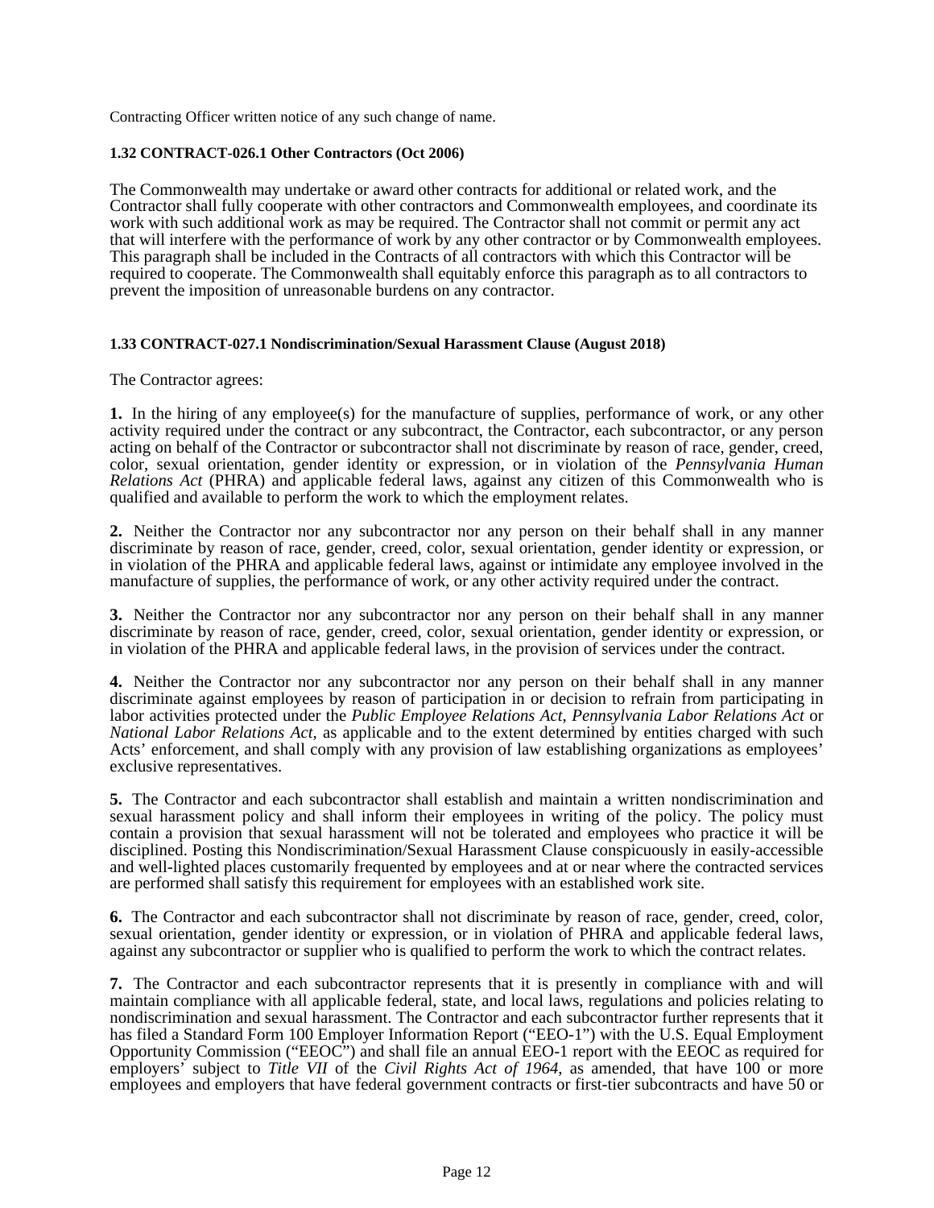Contracting Officer written notice of any such change of name.

**1.32 CONTRACT-026.1 Other Contractors (Oct 2006)**

The Commonwealth may undertake or award other contracts for additional or related work, and the Contractor shall fully cooperate with other contractors and Commonwealth employees, and coordinate its work with such additional work as may be required. The Contractor shall not commit or permit any act that will interfere with the performance of work by any other contractor or by Commonwealth employees. This paragraph shall be included in the Contracts of all contractors with which this Contractor will be required to cooperate. The Commonwealth shall equitably enforce this paragraph as to all contractors to prevent the imposition of unreasonable burdens on any contractor.

**1.33 CONTRACT-027.1 Nondiscrimination/Sexual Harassment Clause (August 2018)**

The Contractor agrees:

**1.** In the hiring of any employee(s) for the manufacture of supplies, performance of work, or any other activity required under the contract or any subcontract, the Contractor, each subcontractor, or any person acting on behalf of the Contractor or subcontractor shall not discriminate by reason of race, gender, creed, color, sexual orientation, gender identity or expression, or in violation of the *Pennsylvania Human Relations Act* (PHRA) and applicable federal laws, against any citizen of this Commonwealth who is qualified and available to perform the work to which the employment relates.

**2.** Neither the Contractor nor any subcontractor nor any person on their behalf shall in any manner discriminate by reason of race, gender, creed, color, sexual orientation, gender identity or expression, or in violation of the PHRA and applicable federal laws, against or intimidate any employee involved in the manufacture of supplies, the performance of work, or any other activity required under the contract.

**3.** Neither the Contractor nor any subcontractor nor any person on their behalf shall in any manner discriminate by reason of race, gender, creed, color, sexual orientation, gender identity or expression, or in violation of the PHRA and applicable federal laws, in the provision of services under the contract.

**4.** Neither the Contractor nor any subcontractor nor any person on their behalf shall in any manner discriminate against employees by reason of participation in or decision to refrain from participating in labor activities protected under the *Public Employee Relations Act*, *Pennsylvania Labor Relations Act* or *National Labor Relations Act*, as applicable and to the extent determined by entities charged with such Acts' enforcement, and shall comply with any provision of law establishing organizations as employees' exclusive representatives.

**5.** The Contractor and each subcontractor shall establish and maintain a written nondiscrimination and sexual harassment policy and shall inform their employees in writing of the policy. The policy must contain a provision that sexual harassment will not be tolerated and employees who practice it will be disciplined. Posting this Nondiscrimination/Sexual Harassment Clause conspicuously in easily-accessible and well-lighted places customarily frequented by employees and at or near where the contracted services are performed shall satisfy this requirement for employees with an established work site.

**6.** The Contractor and each subcontractor shall not discriminate by reason of race, gender, creed, color, sexual orientation, gender identity or expression, or in violation of PHRA and applicable federal laws, against any subcontractor or supplier who is qualified to perform the work to which the contract relates.

**7.** The Contractor and each subcontractor represents that it is presently in compliance with and will maintain compliance with all applicable federal, state, and local laws, regulations and policies relating to nondiscrimination and sexual harassment. The Contractor and each subcontractor further represents that it has filed a Standard Form 100 Employer Information Report ("EEO-1") with the U.S. Equal Employment Opportunity Commission ("EEOC") and shall file an annual EEO-1 report with the EEOC as required for employers' subject to *Title VII* of the *Civil Rights Act of 1964*, as amended, that have 100 or more employees and employers that have federal government contracts or first-tier subcontracts and have 50 or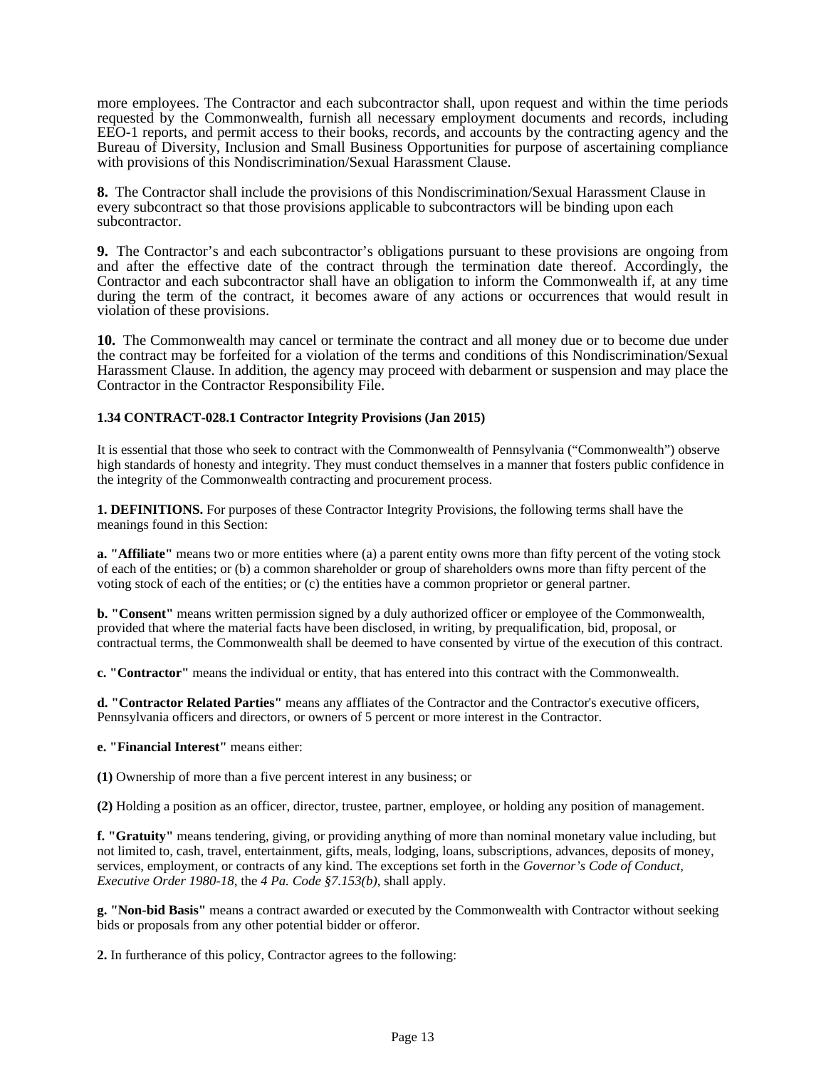more employees. The Contractor and each subcontractor shall, upon request and within the time periods requested by the Commonwealth, furnish all necessary employment documents and records, including EEO-1 reports, and permit access to their books, records, and accounts by the contracting agency and the Bureau of Diversity, Inclusion and Small Business Opportunities for purpose of ascertaining compliance with provisions of this Nondiscrimination/Sexual Harassment Clause.

**8.** The Contractor shall include the provisions of this Nondiscrimination/Sexual Harassment Clause in every subcontract so that those provisions applicable to subcontractors will be binding upon each subcontractor.

**9.** The Contractor's and each subcontractor's obligations pursuant to these provisions are ongoing from and after the effective date of the contract through the termination date thereof. Accordingly, the Contractor and each subcontractor shall have an obligation to inform the Commonwealth if, at any time during the term of the contract, it becomes aware of any actions or occurrences that would result in violation of these provisions.

**10.** The Commonwealth may cancel or terminate the contract and all money due or to become due under the contract may be forfeited for a violation of the terms and conditions of this Nondiscrimination/Sexual Harassment Clause. In addition, the agency may proceed with debarment or suspension and may place the Contractor in the Contractor Responsibility File.

**1.34 CONTRACT-028.1 Contractor Integrity Provisions (Jan 2015)**

It is essential that those who seek to contract with the Commonwealth of Pennsylvania ("Commonwealth") observe high standards of honesty and integrity. They must conduct themselves in a manner that fosters public confidence in the integrity of the Commonwealth contracting and procurement process.

**1. DEFINITIONS.** For purposes of these Contractor Integrity Provisions, the following terms shall have the meanings found in this Section:

**a. "Affiliate"** means two or more entities where (a) a parent entity owns more than fifty percent of the voting stock of each of the entities; or (b) a common shareholder or group of shareholders owns more than fifty percent of the voting stock of each of the entities; or (c) the entities have a common proprietor or general partner.

**b. "Consent"** means written permission signed by a duly authorized officer or employee of the Commonwealth, provided that where the material facts have been disclosed, in writing, by prequalification, bid, proposal, or contractual terms, the Commonwealth shall be deemed to have consented by virtue of the execution of this contract.

**c. "Contractor"** means the individual or entity, that has entered into this contract with the Commonwealth.

**d. "Contractor Related Parties"** means any affliates of the Contractor and the Contractor's executive officers, Pennsylvania officers and directors, or owners of 5 percent or more interest in the Contractor.

**e. "Financial Interest"** means either:

**(1)** Ownership of more than a five percent interest in any business; or

**(2)** Holding a position as an officer, director, trustee, partner, employee, or holding any position of management.

**f. "Gratuity"** means tendering, giving, or providing anything of more than nominal monetary value including, but not limited to, cash, travel, entertainment, gifts, meals, lodging, loans, subscriptions, advances, deposits of money, services, employment, or contracts of any kind. The exceptions set forth in the *Governor's Code of Conduct, Executive Order 1980-18*, the *4 Pa. Code §7.153(b)*, shall apply.

**g. "Non-bid Basis"** means a contract awarded or executed by the Commonwealth with Contractor without seeking bids or proposals from any other potential bidder or offeror.

**2.** In furtherance of this policy, Contractor agrees to the following: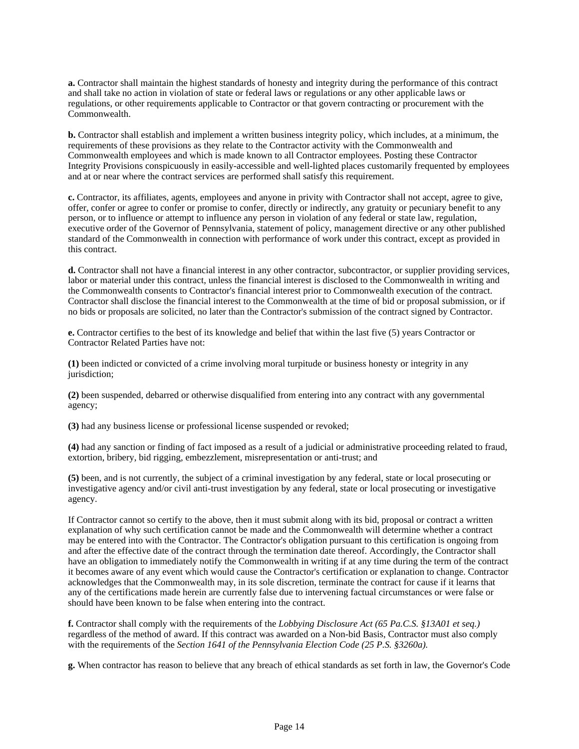**a.** Contractor shall maintain the highest standards of honesty and integrity during the performance of this contract and shall take no action in violation of state or federal laws or regulations or any other applicable laws or regulations, or other requirements applicable to Contractor or that govern contracting or procurement with the Commonwealth.

**b.** Contractor shall establish and implement a written business integrity policy, which includes, at a minimum, the requirements of these provisions as they relate to the Contractor activity with the Commonwealth and Commonwealth employees and which is made known to all Contractor employees. Posting these Contractor Integrity Provisions conspicuously in easily-accessible and well-lighted places customarily frequented by employees and at or near where the contract services are performed shall satisfy this requirement.

**c.** Contractor, its affiliates, agents, employees and anyone in privity with Contractor shall not accept, agree to give, offer, confer or agree to confer or promise to confer, directly or indirectly, any gratuity or pecuniary benefit to any person, or to influence or attempt to influence any person in violation of any federal or state law, regulation, executive order of the Governor of Pennsylvania, statement of policy, management directive or any other published standard of the Commonwealth in connection with performance of work under this contract, except as provided in this contract.

**d.** Contractor shall not have a financial interest in any other contractor, subcontractor, or supplier providing services, labor or material under this contract, unless the financial interest is disclosed to the Commonwealth in writing and the Commonwealth consents to Contractor's financial interest prior to Commonwealth execution of the contract. Contractor shall disclose the financial interest to the Commonwealth at the time of bid or proposal submission, or if no bids or proposals are solicited, no later than the Contractor's submission of the contract signed by Contractor.

**e.** Contractor certifies to the best of its knowledge and belief that within the last five (5) years Contractor or Contractor Related Parties have not:

**(1)** been indicted or convicted of a crime involving moral turpitude or business honesty or integrity in any jurisdiction;

**(2)** been suspended, debarred or otherwise disqualified from entering into any contract with any governmental agency;

**(3)** had any business license or professional license suspended or revoked;

**(4)** had any sanction or finding of fact imposed as a result of a judicial or administrative proceeding related to fraud, extortion, bribery, bid rigging, embezzlement, misrepresentation or anti-trust; and

**(5)** been, and is not currently, the subject of a criminal investigation by any federal, state or local prosecuting or investigative agency and/or civil anti-trust investigation by any federal, state or local prosecuting or investigative agency.

If Contractor cannot so certify to the above, then it must submit along with its bid, proposal or contract a written explanation of why such certification cannot be made and the Commonwealth will determine whether a contract may be entered into with the Contractor. The Contractor's obligation pursuant to this certification is ongoing from and after the effective date of the contract through the termination date thereof. Accordingly, the Contractor shall have an obligation to immediately notify the Commonwealth in writing if at any time during the term of the contract it becomes aware of any event which would cause the Contractor's certification or explanation to change. Contractor acknowledges that the Commonwealth may, in its sole discretion, terminate the contract for cause if it learns that any of the certifications made herein are currently false due to intervening factual circumstances or were false or should have been known to be false when entering into the contract.

**f.** Contractor shall comply with the requirements of the *Lobbying Disclosure Act (65 Pa.C.S. §13A01 et seq.)* regardless of the method of award. If this contract was awarded on a Non-bid Basis, Contractor must also comply with the requirements of the *Section 1641 of the Pennsylvania Election Code (25 P.S. §3260a).*

**g.** When contractor has reason to believe that any breach of ethical standards as set forth in law, the Governor's Code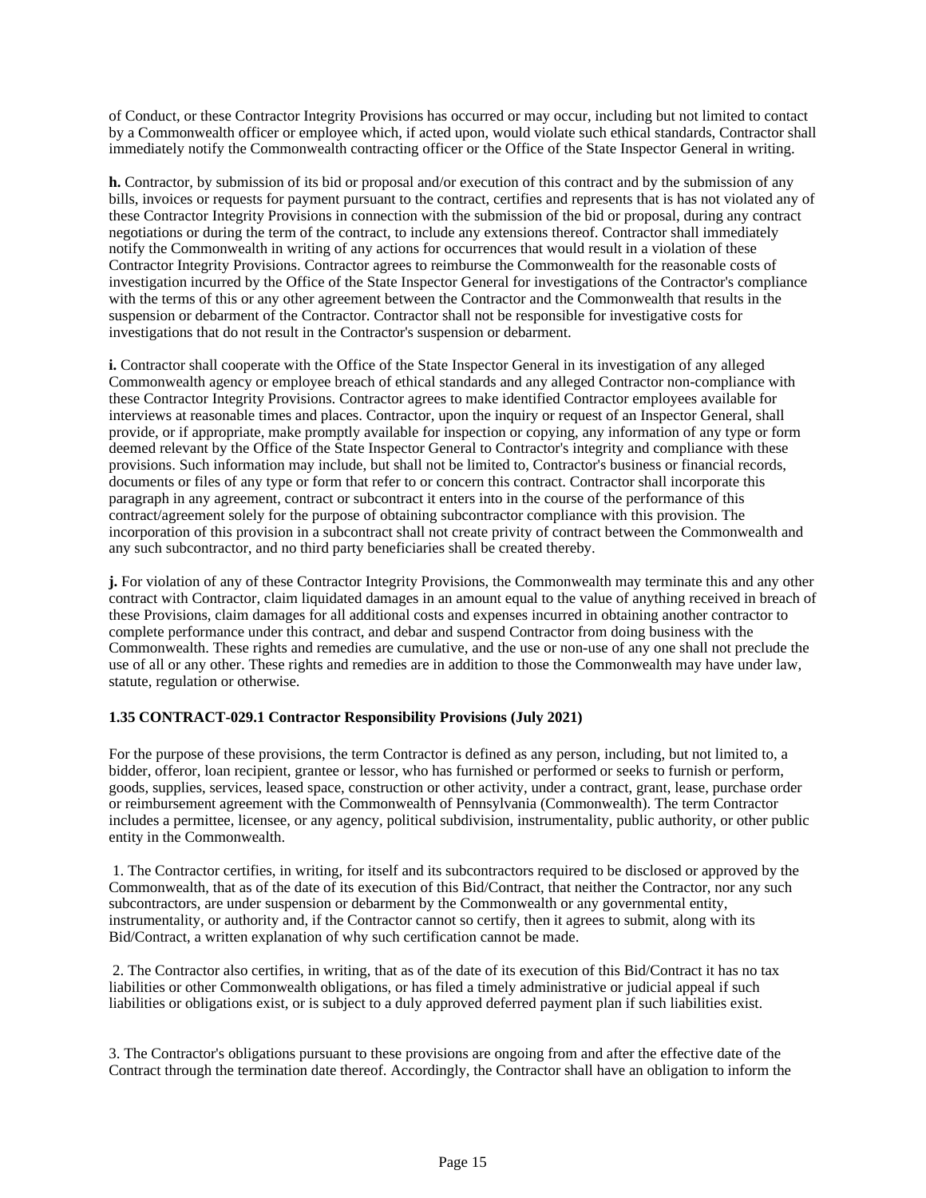of Conduct, or these Contractor Integrity Provisions has occurred or may occur, including but not limited to contact by a Commonwealth officer or employee which, if acted upon, would violate such ethical standards, Contractor shall immediately notify the Commonwealth contracting officer or the Office of the State Inspector General in writing.

**h.** Contractor, by submission of its bid or proposal and/or execution of this contract and by the submission of any bills, invoices or requests for payment pursuant to the contract, certifies and represents that is has not violated any of these Contractor Integrity Provisions in connection with the submission of the bid or proposal, during any contract negotiations or during the term of the contract, to include any extensions thereof. Contractor shall immediately notify the Commonwealth in writing of any actions for occurrences that would result in a violation of these Contractor Integrity Provisions. Contractor agrees to reimburse the Commonwealth for the reasonable costs of investigation incurred by the Office of the State Inspector General for investigations of the Contractor's compliance with the terms of this or any other agreement between the Contractor and the Commonwealth that results in the suspension or debarment of the Contractor. Contractor shall not be responsible for investigative costs for investigations that do not result in the Contractor's suspension or debarment.

**i.** Contractor shall cooperate with the Office of the State Inspector General in its investigation of any alleged Commonwealth agency or employee breach of ethical standards and any alleged Contractor non-compliance with these Contractor Integrity Provisions. Contractor agrees to make identified Contractor employees available for interviews at reasonable times and places. Contractor, upon the inquiry or request of an Inspector General, shall provide, or if appropriate, make promptly available for inspection or copying, any information of any type or form deemed relevant by the Office of the State Inspector General to Contractor's integrity and compliance with these provisions. Such information may include, but shall not be limited to, Contractor's business or financial records, documents or files of any type or form that refer to or concern this contract. Contractor shall incorporate this paragraph in any agreement, contract or subcontract it enters into in the course of the performance of this contract/agreement solely for the purpose of obtaining subcontractor compliance with this provision. The incorporation of this provision in a subcontract shall not create privity of contract between the Commonwealth and any such subcontractor, and no third party beneficiaries shall be created thereby.

**j.** For violation of any of these Contractor Integrity Provisions, the Commonwealth may terminate this and any other contract with Contractor, claim liquidated damages in an amount equal to the value of anything received in breach of these Provisions, claim damages for all additional costs and expenses incurred in obtaining another contractor to complete performance under this contract, and debar and suspend Contractor from doing business with the Commonwealth. These rights and remedies are cumulative, and the use or non-use of any one shall not preclude the use of all or any other. These rights and remedies are in addition to those the Commonwealth may have under law, statute, regulation or otherwise.

**1.35 CONTRACT-029.1 Contractor Responsibility Provisions (July 2021)**

For the purpose of these provisions, the term Contractor is defined as any person, including, but not limited to, a bidder, offeror, loan recipient, grantee or lessor, who has furnished or performed or seeks to furnish or perform, goods, supplies, services, leased space, construction or other activity, under a contract, grant, lease, purchase order or reimbursement agreement with the Commonwealth of Pennsylvania (Commonwealth). The term Contractor includes a permittee, licensee, or any agency, political subdivision, instrumentality, public authority, or other public entity in the Commonwealth.

1. The Contractor certifies, in writing, for itself and its subcontractors required to be disclosed or approved by the Commonwealth, that as of the date of its execution of this Bid/Contract, that neither the Contractor, nor any such subcontractors, are under suspension or debarment by the Commonwealth or any governmental entity, instrumentality, or authority and, if the Contractor cannot so certify, then it agrees to submit, along with its Bid/Contract, a written explanation of why such certification cannot be made.

2. The Contractor also certifies, in writing, that as of the date of its execution of this Bid/Contract it has no tax liabilities or other Commonwealth obligations, or has filed a timely administrative or judicial appeal if such liabilities or obligations exist, or is subject to a duly approved deferred payment plan if such liabilities exist.

3. The Contractor's obligations pursuant to these provisions are ongoing from and after the effective date of the Contract through the termination date thereof. Accordingly, the Contractor shall have an obligation to inform the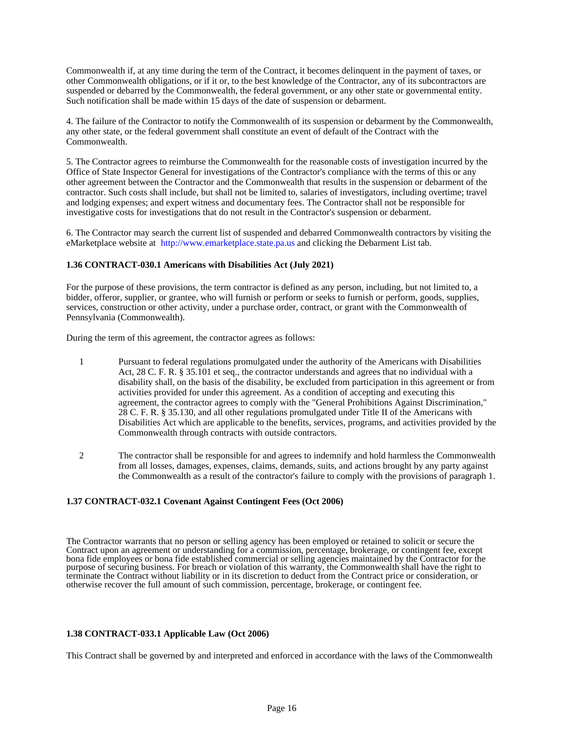Commonwealth if, at any time during the term of the Contract, it becomes delinquent in the payment of taxes, or other Commonwealth obligations, or if it or, to the best knowledge of the Contractor, any of its subcontractors are suspended or debarred by the Commonwealth, the federal government, or any other state or governmental entity. Such notification shall be made within 15 days of the date of suspension or debarment.

4. The failure of the Contractor to notify the Commonwealth of its suspension or debarment by the Commonwealth, any other state, or the federal government shall constitute an event of default of the Contract with the Commonwealth.

5. The Contractor agrees to reimburse the Commonwealth for the reasonable costs of investigation incurred by the Office of State Inspector General for investigations of the Contractor's compliance with the terms of this or any other agreement between the Contractor and the Commonwealth that results in the suspension or debarment of the contractor. Such costs shall include, but shall not be limited to, salaries of investigators, including overtime; travel and lodging expenses; and expert witness and documentary fees. The Contractor shall not be responsible for investigative costs for investigations that do not result in the Contractor's suspension or debarment.

6. The Contractor may search the current list of suspended and debarred Commonwealth contractors by visiting the eMarketplace website at http://www.emarketplace.state.pa.us and clicking the Debarment List tab.

**1.36 CONTRACT-030.1 Americans with Disabilities Act (July 2021)**

For the purpose of these provisions, the term contractor is defined as any person, including, but not limited to, a bidder, offeror, supplier, or grantee, who will furnish or perform or seeks to furnish or perform, goods, supplies, services, construction or other activity, under a purchase order, contract, or grant with the Commonwealth of Pennsylvania (Commonwealth).

During the term of this agreement, the contractor agrees as follows:

1. Pursuant to federal regulations promulgated under the authority of the Americans with Disabilities Act, 28 C. F. R. § 35.101 et seq., the contractor understands and agrees that no individual with a disability shall, on the basis of the disability, be excluded from participation in this agreement or from activities provided for under this agreement. As a condition of accepting and executing this agreement, the contractor agrees to comply with the "General Prohibitions Against Discrimination," 28 C. F. R. § 35.130, and all other regulations promulgated under Title II of the Americans with Disabilities Act which are applicable to the benefits, services, programs, and activities provided by the Commonwealth through contracts with outside contractors.

2. The contractor shall be responsible for and agrees to indemnify and hold harmless the Commonwealth from all losses, damages, expenses, claims, demands, suits, and actions brought by any party against the Commonwealth as a result of the contractor's failure to comply with the provisions of paragraph 1.

**1.37 CONTRACT-032.1 Covenant Against Contingent Fees (Oct 2006)**

The Contractor warrants that no person or selling agency has been employed or retained to solicit or secure the Contract upon an agreement or understanding for a commission, percentage, brokerage, or contingent fee, except bona fide employees or bona fide established commercial or selling agencies maintained by the Contractor for the purpose of securing business. For breach or violation of this warranty, the Commonwealth shall have the right to terminate the Contract without liability or in its discretion to deduct from the Contract price or consideration, or otherwise recover the full amount of such commission, percentage, brokerage, or contingent fee.

**1.38 CONTRACT-033.1 Applicable Law (Oct 2006)**

This Contract shall be governed by and interpreted and enforced in accordance with the laws of the Commonwealth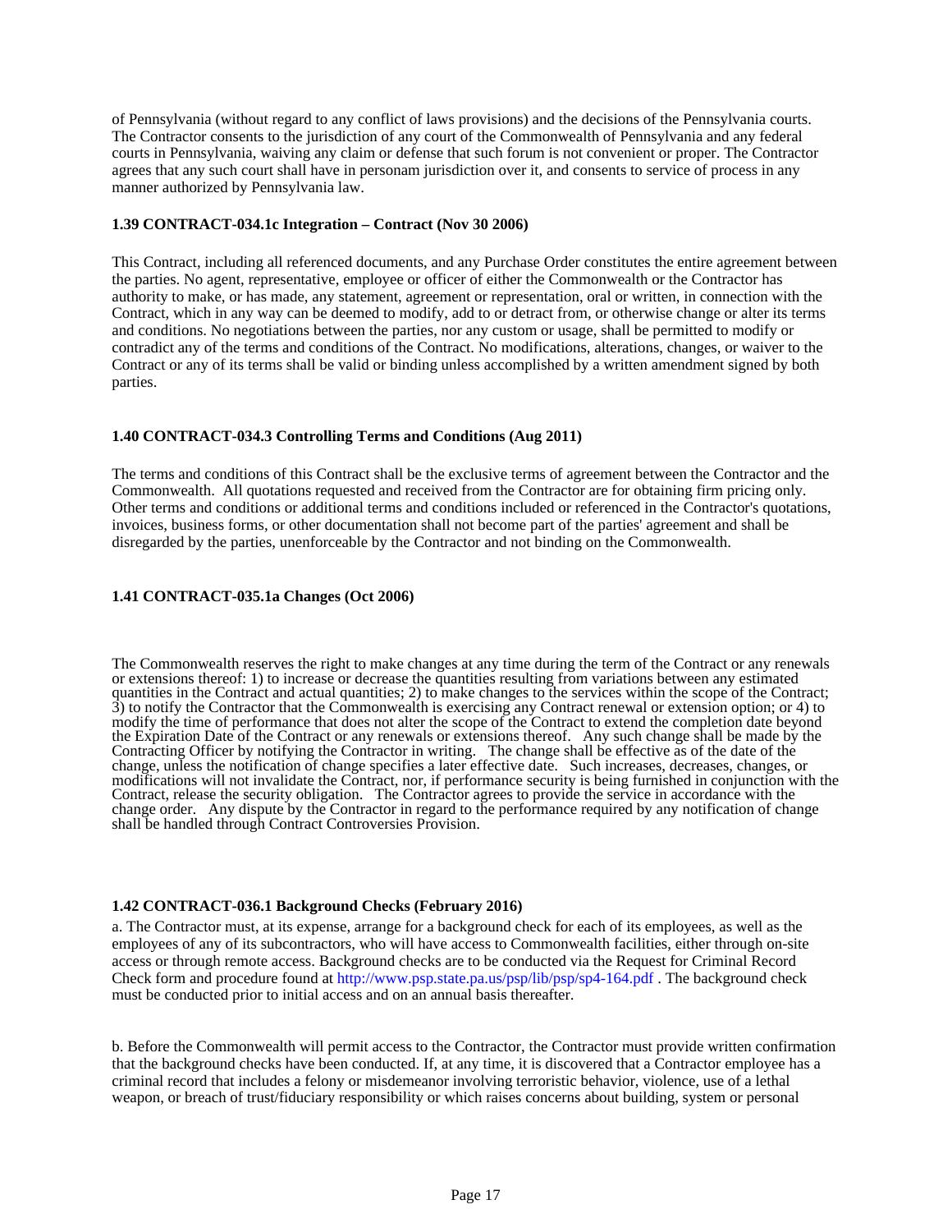of Pennsylvania (without regard to any conflict of laws provisions) and the decisions of the Pennsylvania courts. The Contractor consents to the jurisdiction of any court of the Commonwealth of Pennsylvania and any federal courts in Pennsylvania, waiving any claim or defense that such forum is not convenient or proper. The Contractor agrees that any such court shall have in personam jurisdiction over it, and consents to service of process in any manner authorized by Pennsylvania law.

**1.39 CONTRACT-034.1c Integration – Contract (Nov 30 2006)**

This Contract, including all referenced documents, and any Purchase Order constitutes the entire agreement between the parties. No agent, representative, employee or officer of either the Commonwealth or the Contractor has authority to make, or has made, any statement, agreement or representation, oral or written, in connection with the Contract, which in any way can be deemed to modify, add to or detract from, or otherwise change or alter its terms and conditions. No negotiations between the parties, nor any custom or usage, shall be permitted to modify or contradict any of the terms and conditions of the Contract. No modifications, alterations, changes, or waiver to the Contract or any of its terms shall be valid or binding unless accomplished by a written amendment signed by both parties.

**1.40 CONTRACT-034.3 Controlling Terms and Conditions (Aug 2011)**

The terms and conditions of this Contract shall be the exclusive terms of agreement between the Contractor and the Commonwealth. All quotations requested and received from the Contractor are for obtaining firm pricing only. Other terms and conditions or additional terms and conditions included or referenced in the Contractor's quotations, invoices, business forms, or other documentation shall not become part of the parties' agreement and shall be disregarded by the parties, unenforceable by the Contractor and not binding on the Commonwealth.

**1.41 CONTRACT-035.1a Changes (Oct 2006)**

The Commonwealth reserves the right to make changes at any time during the term of the Contract or any renewals or extensions thereof: 1) to increase or decrease the quantities resulting from variations between any estimated quantities in the Contract and actual quantities; 2) to make changes to the services within the scope of the Contract; 3) to notify the Contractor that the Commonwealth is exercising any Contract renewal or extension option; or 4) to modify the time of performance that does not alter the scope of the Contract to extend the completion date beyond the Expiration Date of the Contract or any renewals or extensions thereof. Any such change shall be made by the Contracting Officer by notifying the Contractor in writing. The change shall be effective as of the date of the change, unless the notification of change specifies a later effective date. Such increases, decreases, changes, or modifications will not invalidate the Contract, nor, if performance security is being furnished in conjunction with the Contract, release the security obligation. The Contractor agrees to provide the service in accordance with the change order. Any dispute by the Contractor in regard to the performance required by any notification of change shall be handled through Contract Controversies Provision.

**1.42 CONTRACT-036.1 Background Checks (February 2016)**

a. The Contractor must, at its expense, arrange for a background check for each of its employees, as well as the employees of any of its subcontractors, who will have access to Commonwealth facilities, either through on-site access or through remote access. Background checks are to be conducted via the Request for Criminal Record Check form and procedure found at http://www.psp.state.pa.us/psp/lib/psp/sp4-164.pdf . The background check must be conducted prior to initial access and on an annual basis thereafter.

b. Before the Commonwealth will permit access to the Contractor, the Contractor must provide written confirmation that the background checks have been conducted. If, at any time, it is discovered that a Contractor employee has a criminal record that includes a felony or misdemeanor involving terroristic behavior, violence, use of a lethal weapon, or breach of trust/fiduciary responsibility or which raises concerns about building, system or personal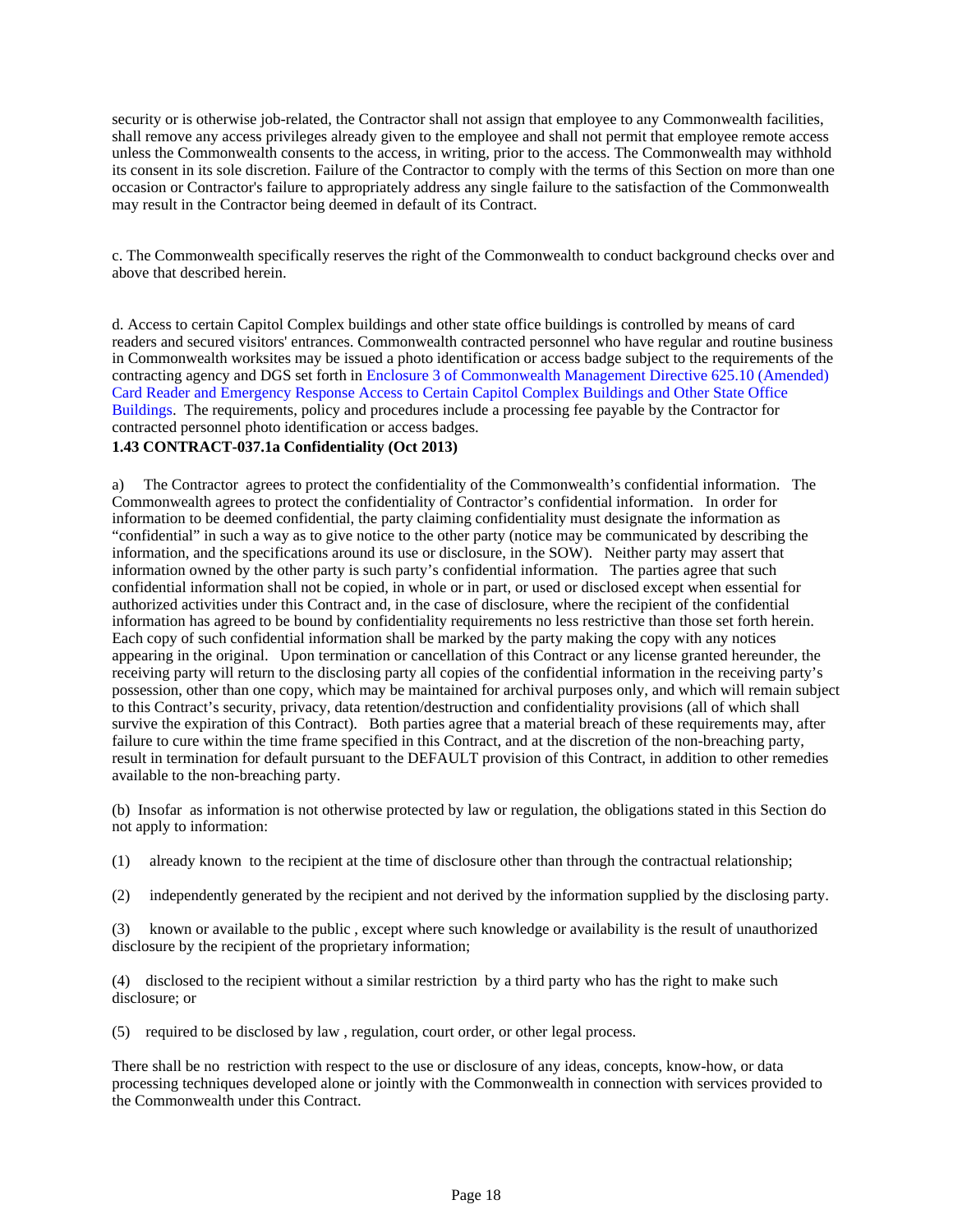security or is otherwise job-related, the Contractor shall not assign that employee to any Commonwealth facilities, shall remove any access privileges already given to the employee and shall not permit that employee remote access unless the Commonwealth consents to the access, in writing, prior to the access. The Commonwealth may withhold its consent in its sole discretion. Failure of the Contractor to comply with the terms of this Section on more than one occasion or Contractor's failure to appropriately address any single failure to the satisfaction of the Commonwealth may result in the Contractor being deemed in default of its Contract.

c. The Commonwealth specifically reserves the right of the Commonwealth to conduct background checks over and above that described herein.

d. Access to certain Capitol Complex buildings and other state office buildings is controlled by means of card readers and secured visitors' entrances. Commonwealth contracted personnel who have regular and routine business in Commonwealth worksites may be issued a photo identification or access badge subject to the requirements of the contracting agency and DGS set forth in Enclosure 3 of Commonwealth Management Directive 625.10 (Amended) Card Reader and Emergency Response Access to Certain Capitol Complex Buildings and Other State Office Buildings. The requirements, policy and procedures include a processing fee payable by the Contractor for contracted personnel photo identification or access badges.

**1.43 CONTRACT-037.1a Confidentiality (Oct 2013)**

a) The Contractor agrees to protect the confidentiality of the Commonwealth's confidential information. The Commonwealth agrees to protect the confidentiality of Contractor's confidential information. In order for information to be deemed confidential, the party claiming confidentiality must designate the information as "confidential" in such a way as to give notice to the other party (notice may be communicated by describing the information, and the specifications around its use or disclosure, in the SOW). Neither party may assert that information owned by the other party is such party's confidential information. The parties agree that such confidential information shall not be copied, in whole or in part, or used or disclosed except when essential for authorized activities under this Contract and, in the case of disclosure, where the recipient of the confidential information has agreed to be bound by confidentiality requirements no less restrictive than those set forth herein. Each copy of such confidential information shall be marked by the party making the copy with any notices appearing in the original. Upon termination or cancellation of this Contract or any license granted hereunder, the receiving party will return to the disclosing party all copies of the confidential information in the receiving party's possession, other than one copy, which may be maintained for archival purposes only, and which will remain subject to this Contract's security, privacy, data retention/destruction and confidentiality provisions (all of which shall survive the expiration of this Contract). Both parties agree that a material breach of these requirements may, after failure to cure within the time frame specified in this Contract, and at the discretion of the non-breaching party, result in termination for default pursuant to the DEFAULT provision of this Contract, in addition to other remedies available to the non-breaching party.

(b) Insofar as information is not otherwise protected by law or regulation, the obligations stated in this Section do not apply to information:

(1) already known to the recipient at the time of disclosure other than through the contractual relationship;

(2) independently generated by the recipient and not derived by the information supplied by the disclosing party.

(3) known or available to the public , except where such knowledge or availability is the result of unauthorized disclosure by the recipient of the proprietary information;

(4) disclosed to the recipient without a similar restriction by a third party who has the right to make such disclosure; or

(5) required to be disclosed by law , regulation, court order, or other legal process.

There shall be no restriction with respect to the use or disclosure of any ideas, concepts, know-how, or data processing techniques developed alone or jointly with the Commonwealth in connection with services provided to the Commonwealth under this Contract.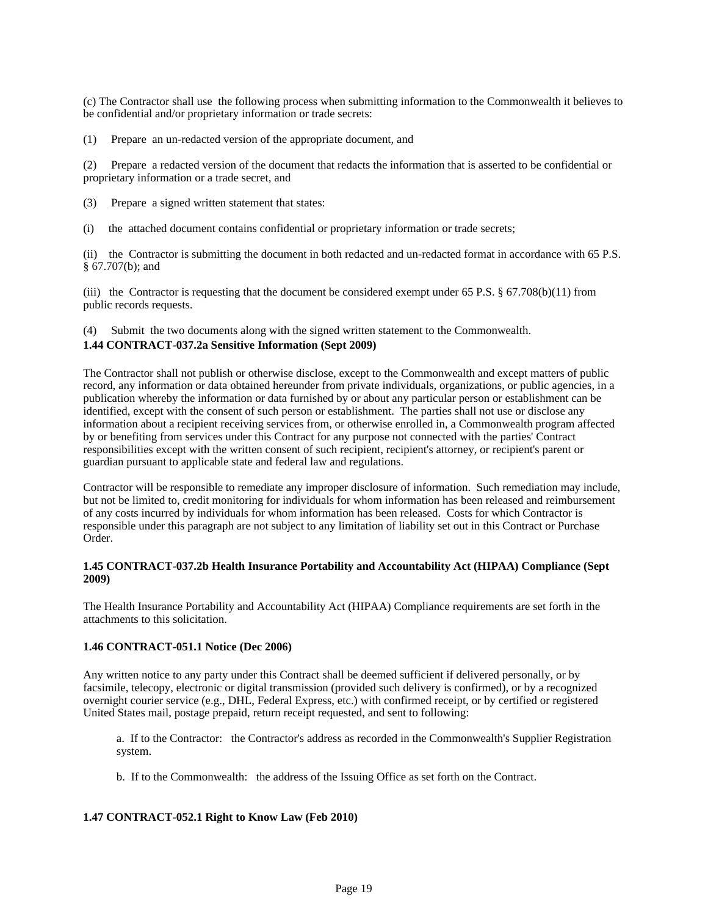(c) The Contractor shall use the following process when submitting information to the Commonwealth it believes to be confidential and/or proprietary information or trade secrets:

(1) Prepare an un-redacted version of the appropriate document, and

(2) Prepare a redacted version of the document that redacts the information that is asserted to be confidential or proprietary information or a trade secret, and

(3) Prepare a signed written statement that states:

(i) the attached document contains confidential or proprietary information or trade secrets;

(ii) the Contractor is submitting the document in both redacted and un-redacted format in accordance with 65 P.S. § 67.707(b); and

(iii) the Contractor is requesting that the document be considered exempt under 65 P.S. § 67.708(b)(11) from public records requests.

(4) Submit the two documents along with the signed written statement to the Commonwealth.

**1.44 CONTRACT-037.2a Sensitive Information (Sept 2009)**

The Contractor shall not publish or otherwise disclose, except to the Commonwealth and except matters of public record, any information or data obtained hereunder from private individuals, organizations, or public agencies, in a publication whereby the information or data furnished by or about any particular person or establishment can be identified, except with the consent of such person or establishment. The parties shall not use or disclose any information about a recipient receiving services from, or otherwise enrolled in, a Commonwealth program affected by or benefiting from services under this Contract for any purpose not connected with the parties' Contract responsibilities except with the written consent of such recipient, recipient's attorney, or recipient's parent or guardian pursuant to applicable state and federal law and regulations.

Contractor will be responsible to remediate any improper disclosure of information. Such remediation may include, but not be limited to, credit monitoring for individuals for whom information has been released and reimbursement of any costs incurred by individuals for whom information has been released. Costs for which Contractor is responsible under this paragraph are not subject to any limitation of liability set out in this Contract or Purchase Order.

**1.45 CONTRACT-037.2b Health Insurance Portability and Accountability Act (HIPAA) Compliance (Sept 2009)**

The Health Insurance Portability and Accountability Act (HIPAA) Compliance requirements are set forth in the attachments to this solicitation.

**1.46 CONTRACT-051.1 Notice (Dec 2006)**

Any written notice to any party under this Contract shall be deemed sufficient if delivered personally, or by facsimile, telecopy, electronic or digital transmission (provided such delivery is confirmed), or by a recognized overnight courier service (e.g., DHL, Federal Express, etc.) with confirmed receipt, or by certified or registered United States mail, postage prepaid, return receipt requested, and sent to following:

a. If to the Contractor: the Contractor's address as recorded in the Commonwealth's Supplier Registration system.

b. If to the Commonwealth: the address of the Issuing Office as set forth on the Contract.

**1.47 CONTRACT-052.1 Right to Know Law (Feb 2010)**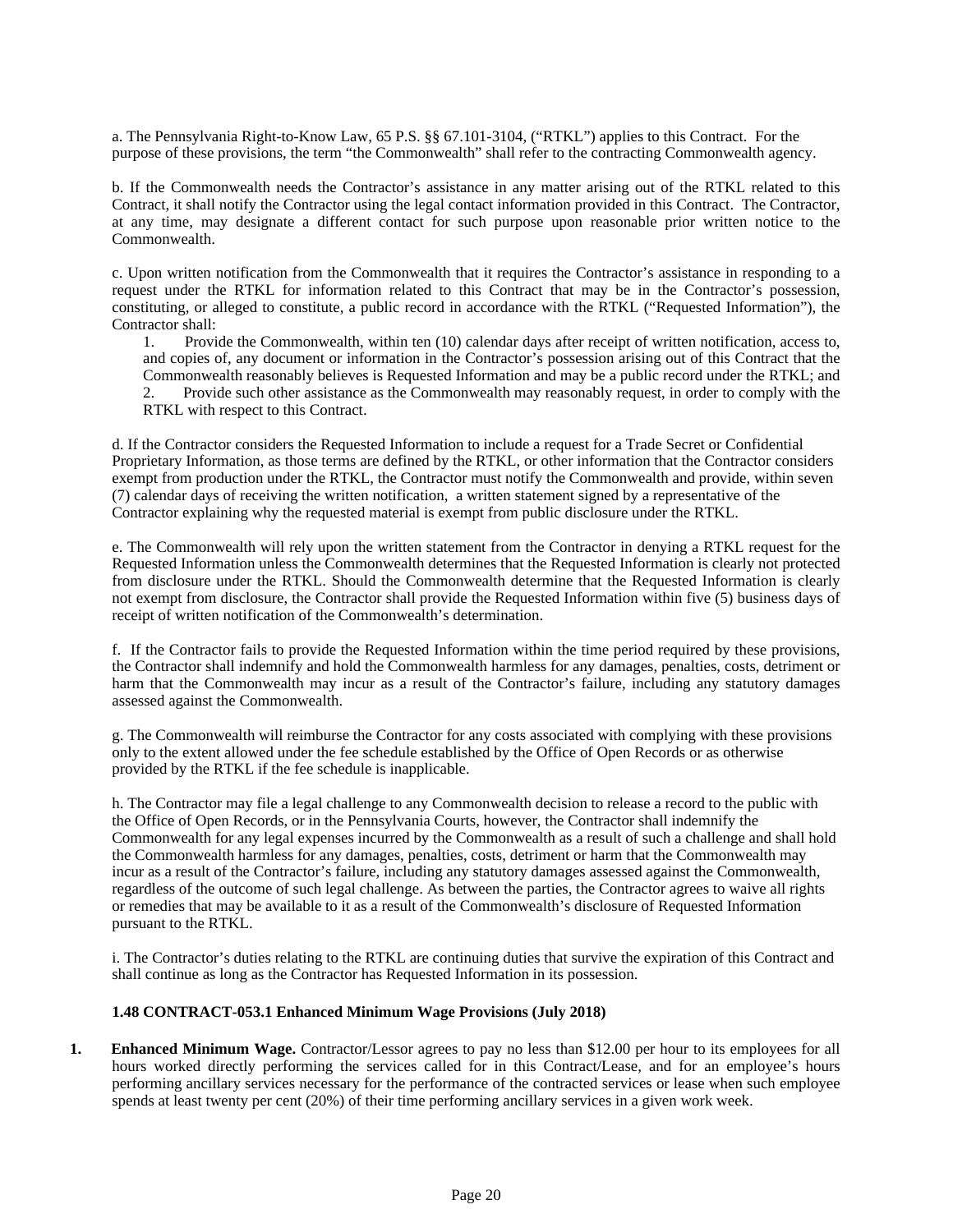a. The Pennsylvania Right-to-Know Law, 65 P.S. §§ 67.101-3104, ("RTKL") applies to this Contract. For the purpose of these provisions, the term "the Commonwealth" shall refer to the contracting Commonwealth agency.

b. If the Commonwealth needs the Contractor's assistance in any matter arising out of the RTKL related to this Contract, it shall notify the Contractor using the legal contact information provided in this Contract. The Contractor, at any time, may designate a different contact for such purpose upon reasonable prior written notice to the Commonwealth.

c. Upon written notification from the Commonwealth that it requires the Contractor's assistance in responding to a request under the RTKL for information related to this Contract that may be in the Contractor's possession, constituting, or alleged to constitute, a public record in accordance with the RTKL ("Requested Information"), the Contractor shall:

1. Provide the Commonwealth, within ten (10) calendar days after receipt of written notification, access to, and copies of, any document or information in the Contractor's possession arising out of this Contract that the Commonwealth reasonably believes is Requested Information and may be a public record under the RTKL; and
2. Provide such other assistance as the Commonwealth may reasonably request, in order to comply with the RTKL with respect to this Contract.

d. If the Contractor considers the Requested Information to include a request for a Trade Secret or Confidential Proprietary Information, as those terms are defined by the RTKL, or other information that the Contractor considers exempt from production under the RTKL, the Contractor must notify the Commonwealth and provide, within seven (7) calendar days of receiving the written notification, a written statement signed by a representative of the Contractor explaining why the requested material is exempt from public disclosure under the RTKL.

e. The Commonwealth will rely upon the written statement from the Contractor in denying a RTKL request for the Requested Information unless the Commonwealth determines that the Requested Information is clearly not protected from disclosure under the RTKL. Should the Commonwealth determine that the Requested Information is clearly not exempt from disclosure, the Contractor shall provide the Requested Information within five (5) business days of receipt of written notification of the Commonwealth's determination.

f. If the Contractor fails to provide the Requested Information within the time period required by these provisions, the Contractor shall indemnify and hold the Commonwealth harmless for any damages, penalties, costs, detriment or harm that the Commonwealth may incur as a result of the Contractor's failure, including any statutory damages assessed against the Commonwealth.

g. The Commonwealth will reimburse the Contractor for any costs associated with complying with these provisions only to the extent allowed under the fee schedule established by the Office of Open Records or as otherwise provided by the RTKL if the fee schedule is inapplicable.

h. The Contractor may file a legal challenge to any Commonwealth decision to release a record to the public with the Office of Open Records, or in the Pennsylvania Courts, however, the Contractor shall indemnify the Commonwealth for any legal expenses incurred by the Commonwealth as a result of such a challenge and shall hold the Commonwealth harmless for any damages, penalties, costs, detriment or harm that the Commonwealth may incur as a result of the Contractor's failure, including any statutory damages assessed against the Commonwealth, regardless of the outcome of such legal challenge. As between the parties, the Contractor agrees to waive all rights or remedies that may be available to it as a result of the Commonwealth's disclosure of Requested Information pursuant to the RTKL.

i. The Contractor's duties relating to the RTKL are continuing duties that survive the expiration of this Contract and shall continue as long as the Contractor has Requested Information in its possession.

### 1.48 CONTRACT-053.1 Enhanced Minimum Wage Provisions (July 2018)

1. **Enhanced Minimum Wage.** Contractor/Lessor agrees to pay no less than $12.00 per hour to its employees for all hours worked directly performing the services called for in this Contract/Lease, and for an employee's hours performing ancillary services necessary for the performance of the contracted services or lease when such employee spends at least twenty per cent (20%) of their time performing ancillary services in a given work week.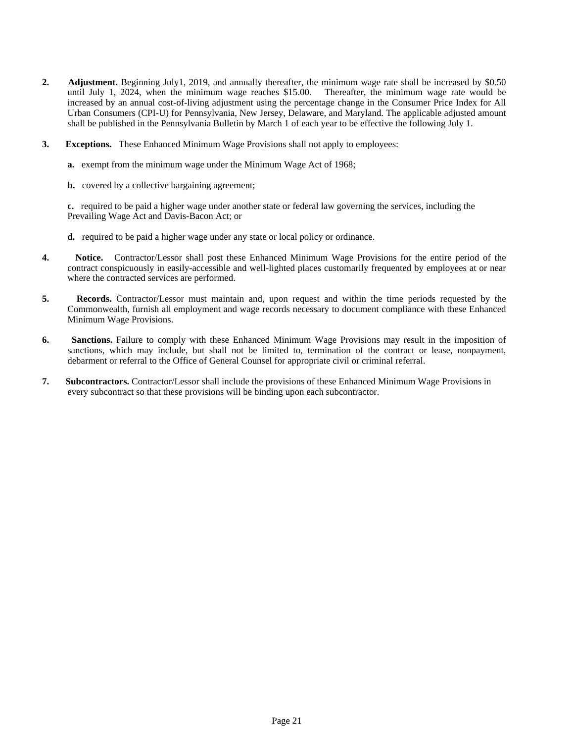2. **Adjustment.** Beginning July1, 2019, and annually thereafter, the minimum wage rate shall be increased by $0.50 until July 1, 2024, when the minimum wage reaches $15.00. Thereafter, the minimum wage rate would be increased by an annual cost-of-living adjustment using the percentage change in the Consumer Price Index for All Urban Consumers (CPI-U) for Pennsylvania, New Jersey, Delaware, and Maryland. The applicable adjusted amount shall be published in the Pennsylvania Bulletin by March 1 of each year to be effective the following July 1.

3. **Exceptions.** These Enhanced Minimum Wage Provisions shall not apply to employees:

   **a.** exempt from the minimum wage under the Minimum Wage Act of 1968;

   **b.** covered by a collective bargaining agreement;

   **c.** required to be paid a higher wage under another state or federal law governing the services, including the Prevailing Wage Act and Davis-Bacon Act; or

   **d.** required to be paid a higher wage under any state or local policy or ordinance.

4. **Notice.** Contractor/Lessor shall post these Enhanced Minimum Wage Provisions for the entire period of the contract conspicuously in easily-accessible and well-lighted places customarily frequented by employees at or near where the contracted services are performed.

5. **Records.** Contractor/Lessor must maintain and, upon request and within the time periods requested by the Commonwealth, furnish all employment and wage records necessary to document compliance with these Enhanced Minimum Wage Provisions.

6. **Sanctions.** Failure to comply with these Enhanced Minimum Wage Provisions may result in the imposition of sanctions, which may include, but shall not be limited to, termination of the contract or lease, nonpayment, debarment or referral to the Office of General Counsel for appropriate civil or criminal referral.

7. **Subcontractors.** Contractor/Lessor shall include the provisions of these Enhanced Minimum Wage Provisions in every subcontract so that these provisions will be binding upon each subcontractor.